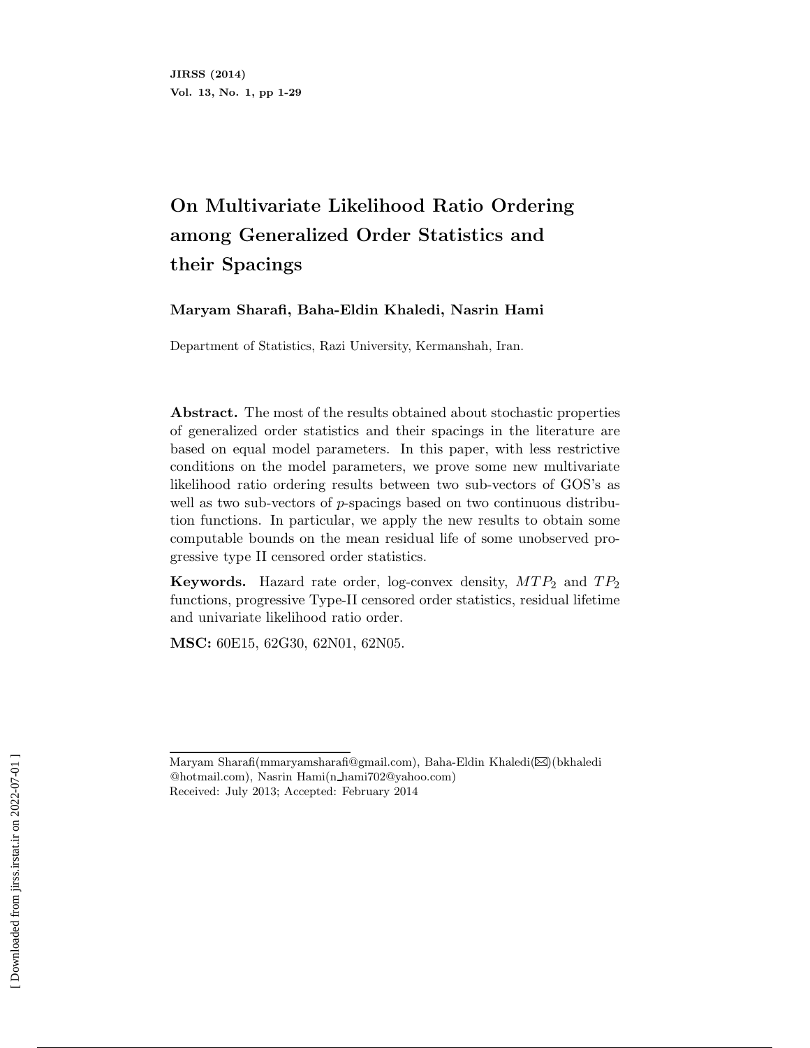JIRSS (2014)
Vol. 13, No. 1, pp 1-29

# On Multivariate Likelihood Ratio Ordering among Generalized Order Statistics and their Spacings

**Maryam Sharafi, Baha-Eldin Khaledi, Nasrin Hami**

Department of Statistics, Razi University, Kermanshah, Iran.

**Abstract.** The most of the results obtained about stochastic properties of generalized order statistics and their spacings in the literature are based on equal model parameters. In this paper, with less restrictive conditions on the model parameters, we prove some new multivariate likelihood ratio ordering results between two sub-vectors of GOS's as well as two sub-vectors of $p$-spacings based on two continuous distribution functions. In particular, we apply the new results to obtain some computable bounds on the mean residual life of some unobserved progressive type II censored order statistics.

**Keywords.** Hazard rate order, log-convex density, $MTP_2$ and $TP_2$ functions, progressive Type-II censored order statistics, residual lifetime and univariate likelihood ratio order.

**MSC:** 60E15, 62G30, 62N01, 62N05.

---

Maryam Sharafi(mmaryamsharafi@gmail.com), Baha-Eldin Khaledi(✉)(bkhaledi@hotmail.com), Nasrin Hami(n_hami702@yahoo.com)
Received: July 2013; Accepted: February 2014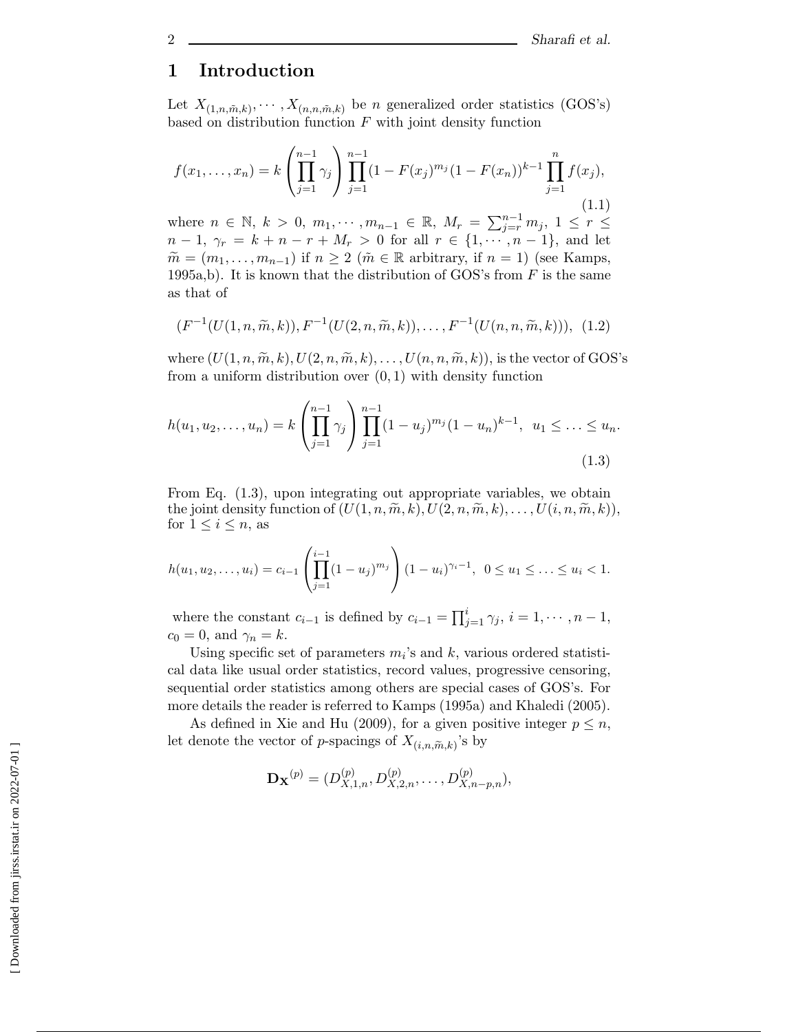## 1 Introduction

Let $X_{(1,n,\tilde{m},k)}, \cdots, X_{(n,n,\tilde{m},k)}$ be $n$ generalized order statistics (GOS's) based on distribution function $F$ with joint density function

$$f(x_1, \ldots, x_n) = k \left( \prod_{j=1}^{n-1} \gamma_j \right) \prod_{j=1}^{n-1} (1 - F(x_j)^{m_j} (1 - F(x_n))^{k-1} \prod_{j=1}^{n} f(x_j), \tag{1.1}$$

where $n \in \mathbb{N}$, $k > 0$, $m_1, \cdots, m_{n-1} \in \mathbb{R}$, $M_r = \sum_{j=r}^{n-1} m_j$, $1 \leq r \leq n-1$, $\gamma_r = k + n - r + M_r > 0$ for all $r \in \{1, \cdots, n-1\}$, and let $\widetilde{m} = (m_1, \ldots, m_{n-1})$ if $n \geq 2$ ($\tilde{m} \in \mathbb{R}$ arbitrary, if $n = 1$) (see Kamps, 1995a,b). It is known that the distribution of GOS's from $F$ is the same as that of

$$(F^{-1}(U(1, n, \widetilde{m}, k)), F^{-1}(U(2, n, \widetilde{m}, k)), \ldots, F^{-1}(U(n, n, \widetilde{m}, k))), \tag{1.2}$$

where $(U(1, n, \widetilde{m}, k), U(2, n, \widetilde{m}, k), \ldots, U(n, n, \widetilde{m}, k))$, is the vector of GOS's from a uniform distribution over $(0, 1)$ with density function

$$h(u_1, u_2, \ldots, u_n) = k \left( \prod_{j=1}^{n-1} \gamma_j \right) \prod_{j=1}^{n-1} (1 - u_j)^{m_j} (1 - u_n)^{k-1}, \;\; u_1 \leq \ldots \leq u_n. \tag{1.3}$$

From Eq. (1.3), upon integrating out appropriate variables, we obtain the joint density function of $(U(1, n, \widetilde{m}, k), U(2, n, \widetilde{m}, k), \ldots, U(i, n, \widetilde{m}, k))$, for $1 \leq i \leq n$, as

$$h(u_1, u_2, \ldots, u_i) = c_{i-1} \left( \prod_{j=1}^{i-1} (1 - u_j)^{m_j} \right) (1 - u_i)^{\gamma_i - 1}, \;\; 0 \leq u_1 \leq \ldots \leq u_i < 1.$$

where the constant $c_{i-1}$ is defined by $c_{i-1} = \prod_{j=1}^{i} \gamma_j$, $i = 1, \cdots, n-1$, $c_0 = 0$, and $\gamma_n = k$.

Using specific set of parameters $m_i$'s and $k$, various ordered statistical data like usual order statistics, record values, progressive censoring, sequential order statistics among others are special cases of GOS's. For more details the reader is referred to Kamps (1995a) and Khaledi (2005).

As defined in Xie and Hu (2009), for a given positive integer $p \leq n$, let denote the vector of $p$-spacings of $X_{(i,n,\widetilde{m},k)}$'s by

$$\mathbf{D_X}^{(p)} = (D_{X,1,n}^{(p)}, D_{X,2,n}^{(p)}, \ldots, D_{X,n-p,n}^{(p)}),$$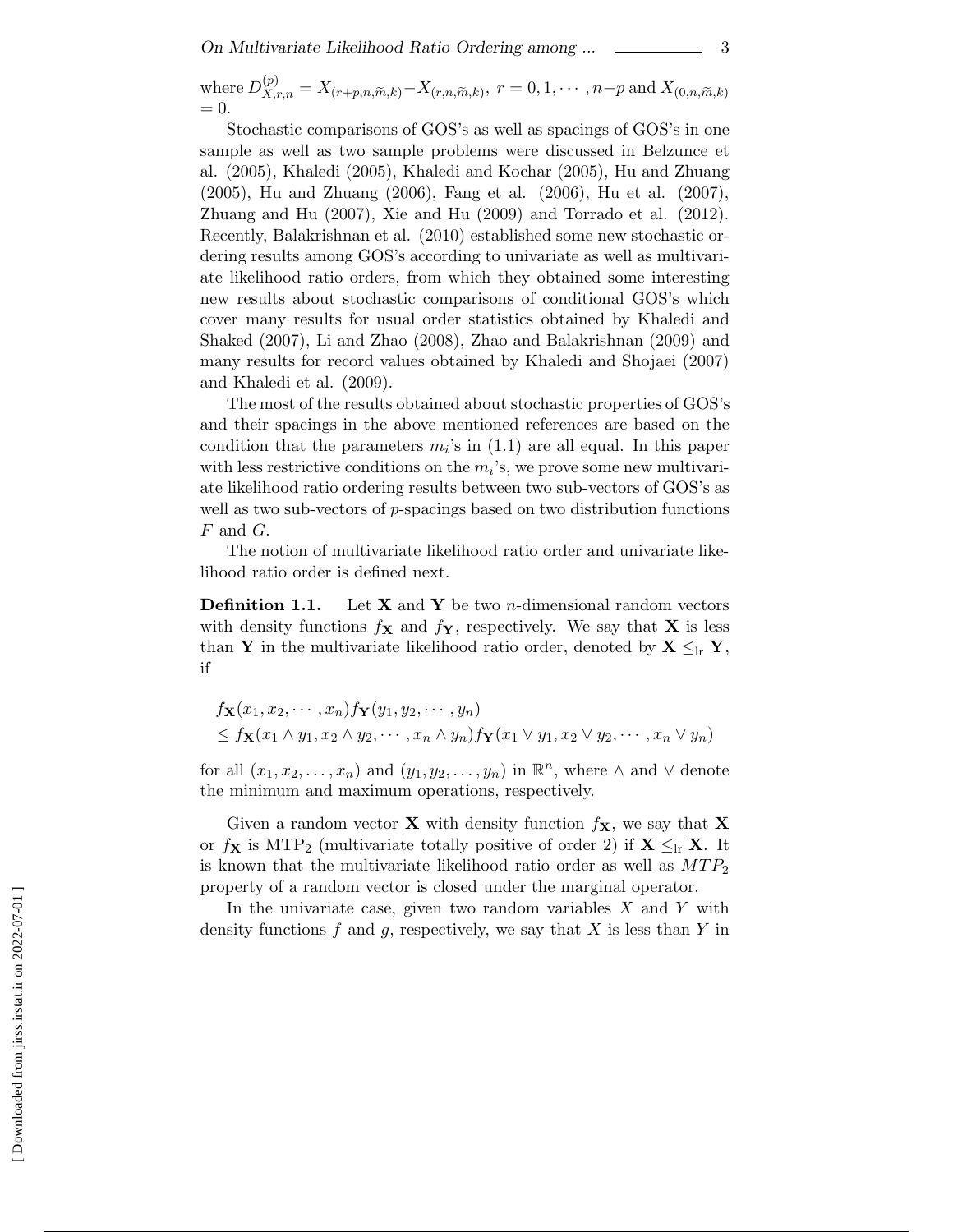where $D_{X,r,n}^{(p)} = X_{(r+p,n,\widetilde{m},k)} - X_{(r,n,\widetilde{m},k)}$, $r = 0, 1, \cdots, n-p$ and $X_{(0,n,\widetilde{m},k)} = 0$.

Stochastic comparisons of GOS's as well as spacings of GOS's in one sample as well as two sample problems were discussed in Belzunce et al. (2005), Khaledi (2005), Khaledi and Kochar (2005), Hu and Zhuang (2005), Hu and Zhuang (2006), Fang et al. (2006), Hu et al. (2007), Zhuang and Hu (2007), Xie and Hu (2009) and Torrado et al. (2012). Recently, Balakrishnan et al. (2010) established some new stochastic ordering results among GOS's according to univariate as well as multivariate likelihood ratio orders, from which they obtained some interesting new results about stochastic comparisons of conditional GOS's which cover many results for usual order statistics obtained by Khaledi and Shaked (2007), Li and Zhao (2008), Zhao and Balakrishnan (2009) and many results for record values obtained by Khaledi and Shojaei (2007) and Khaledi et al. (2009).

The most of the results obtained about stochastic properties of GOS's and their spacings in the above mentioned references are based on the condition that the parameters $m_i$'s in (1.1) are all equal. In this paper with less restrictive conditions on the $m_i$'s, we prove some new multivariate likelihood ratio ordering results between two sub-vectors of GOS's as well as two sub-vectors of $p$-spacings based on two distribution functions $F$ and $G$.

The notion of multivariate likelihood ratio order and univariate likelihood ratio order is defined next.

**Definition 1.1.** Let $\mathbf{X}$ and $\mathbf{Y}$ be two $n$-dimensional random vectors with density functions $f_{\mathbf{X}}$ and $f_{\mathbf{Y}}$, respectively. We say that $\mathbf{X}$ is less than $\mathbf{Y}$ in the multivariate likelihood ratio order, denoted by $\mathbf{X} \leq_{\text{lr}} \mathbf{Y}$, if

$$
\begin{aligned}
& f_{\mathbf{X}}(x_1, x_2, \cdots, x_n) f_{\mathbf{Y}}(y_1, y_2, \cdots, y_n) \\
& \leq f_{\mathbf{X}}(x_1 \wedge y_1, x_2 \wedge y_2, \cdots, x_n \wedge y_n) f_{\mathbf{Y}}(x_1 \vee y_1, x_2 \vee y_2, \cdots, x_n \vee y_n)
\end{aligned}
$$

for all $(x_1, x_2, \ldots, x_n)$ and $(y_1, y_2, \ldots, y_n)$ in $\mathbb{R}^n$, where $\wedge$ and $\vee$ denote the minimum and maximum operations, respectively.

Given a random vector $\mathbf{X}$ with density function $f_{\mathbf{X}}$, we say that $\mathbf{X}$ or $f_{\mathbf{X}}$ is $\text{MTP}_2$ (multivariate totally positive of order 2) if $\mathbf{X} \leq_{\text{lr}} \mathbf{X}$. It is known that the multivariate likelihood ratio order as well as $MTP_2$ property of a random vector is closed under the marginal operator.

In the univariate case, given two random variables $X$ and $Y$ with density functions $f$ and $g$, respectively, we say that $X$ is less than $Y$ in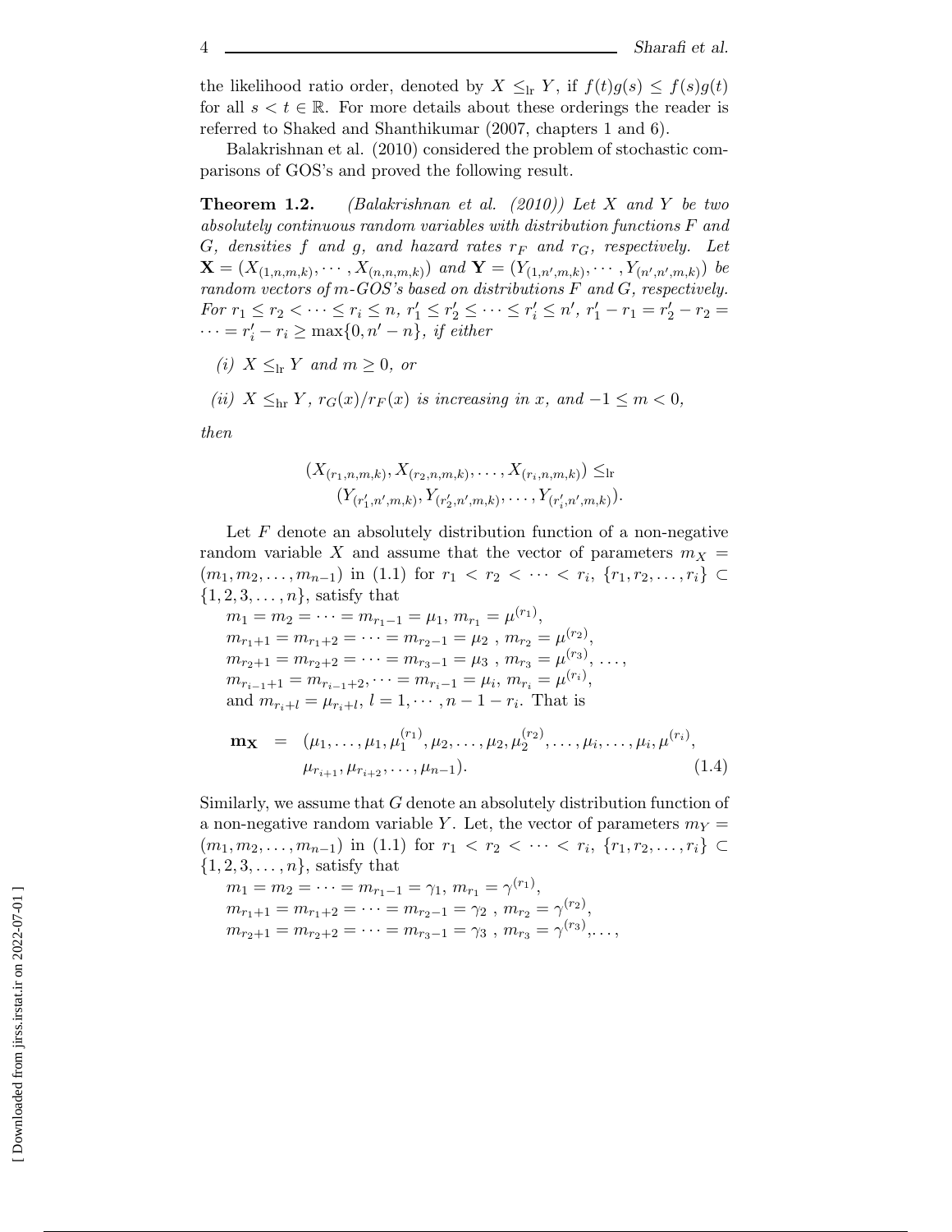the likelihood ratio order, denoted by $X \leq_{\rm lr} Y$, if $f(t)g(s) \leq f(s)g(t)$ for all $s < t \in \mathbb{R}$. For more details about these orderings the reader is referred to Shaked and Shanthikumar (2007, chapters 1 and 6).

Balakrishnan et al. (2010) considered the problem of stochastic comparisons of GOS's and proved the following result.

**Theorem 1.2.** *(Balakrishnan et al. (2010)) Let $X$ and $Y$ be two absolutely continuous random variables with distribution functions $F$ and $G$, densities $f$ and $g$, and hazard rates $r_F$ and $r_G$, respectively. Let $\mathbf{X} = (X_{(1,n,m,k)}, \cdots, X_{(n,n,m,k)})$ and $\mathbf{Y} = (Y_{(1,n',m,k)}, \cdots, Y_{(n',n',m,k)})$ be random vectors of $m$-GOS's based on distributions $F$ and $G$, respectively. For $r_1 \leq r_2 < \cdots \leq r_i \leq n$, $r'_1 \leq r'_2 \leq \cdots \leq r'_i \leq n'$, $r'_1 - r_1 = r'_2 - r_2 = \cdots = r'_i - r_i \geq \max\{0, n' - n\}$, if either*

*(i) $X \leq_{\rm lr} Y$ and $m \geq 0$, or*

*(ii) $X \leq_{\rm hr} Y$, $r_G(x)/r_F(x)$ is increasing in $x$, and $-1 \leq m < 0$,*

*then*

$$(X_{(r_1,n,m,k)}, X_{(r_2,n,m,k)}, \ldots, X_{(r_i,n,m,k)}) \leq_{\rm lr} (Y_{(r'_1,n',m,k)}, Y_{(r'_2,n',m,k)}, \ldots, Y_{(r'_i,n',m,k)}).$$

Let $F$ denote an absolutely distribution function of a non-negative random variable $X$ and assume that the vector of parameters $m_X = (m_1, m_2, \ldots, m_{n-1})$ in (1.1) for $r_1 < r_2 < \cdots < r_i$, $\{r_1, r_2, \ldots, r_i\} \subset \{1, 2, 3, \ldots, n\}$, satisfy that

$m_1 = m_2 = \cdots = m_{r_1-1} = \mu_1$, $m_{r_1} = \mu^{(r_1)}$,
$m_{r_1+1} = m_{r_1+2} = \cdots = m_{r_2-1} = \mu_2$ , $m_{r_2} = \mu^{(r_2)}$,
$m_{r_2+1} = m_{r_2+2} = \cdots = m_{r_3-1} = \mu_3$ , $m_{r_3} = \mu^{(r_3)}$, $\ldots$,
$m_{r_{i-1}+1} = m_{r_{i-1}+2}, \cdots = m_{r_i-1} = \mu_i$, $m_{r_i} = \mu^{(r_i)}$,
and $m_{r_i+l} = \mu_{r_i+l}$, $l = 1, \cdots, n-1-r_i$. That is

$$\mathbf{m_X} = (\mu_1, \ldots, \mu_1, \mu_1^{(r_1)}, \mu_2, \ldots, \mu_2, \mu_2^{(r_2)}, \ldots, \mu_i, \ldots, \mu_i, \mu^{(r_i)}, \mu_{r_{i+1}}, \mu_{r_{i+2}}, \ldots, \mu_{n-1}). \tag{1.4}$$

Similarly, we assume that $G$ denote an absolutely distribution function of a non-negative random variable $Y$. Let, the vector of parameters $m_Y = (m_1, m_2, \ldots, m_{n-1})$ in (1.1) for $r_1 < r_2 < \cdots < r_i$, $\{r_1, r_2, \ldots, r_i\} \subset \{1, 2, 3, \ldots, n\}$, satisfy that

$m_1 = m_2 = \cdots = m_{r_1-1} = \gamma_1$, $m_{r_1} = \gamma^{(r_1)}$,
$m_{r_1+1} = m_{r_1+2} = \cdots = m_{r_2-1} = \gamma_2$ , $m_{r_2} = \gamma^{(r_2)}$,
$m_{r_2+1} = m_{r_2+2} = \cdots = m_{r_3-1} = \gamma_3$ , $m_{r_3} = \gamma^{(r_3)}$,$\ldots$,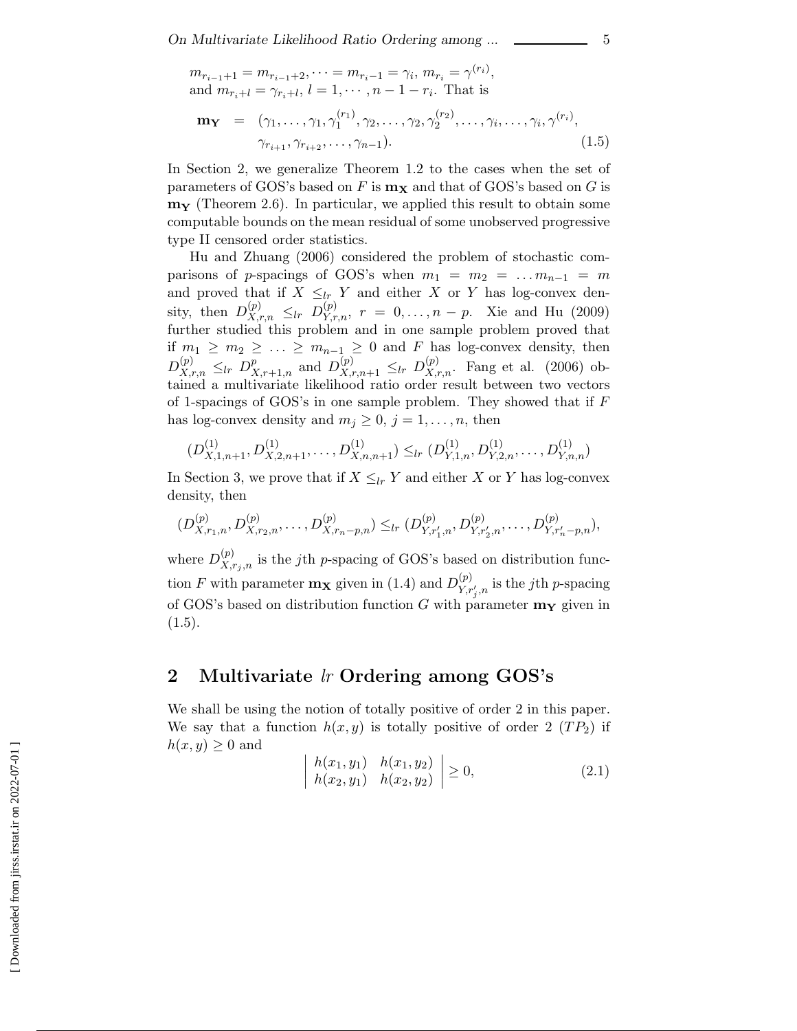$m_{r_{i-1}+1} = m_{r_{i-1}+2}, \cdots = m_{r_i-1} = \gamma_i$, $m_{r_i} = \gamma^{(r_i)}$, and $m_{r_i+l} = \gamma_{r_i+l}$, $l = 1, \cdots, n-1-r_i$. That is

$$
\begin{aligned}
\mathbf{m_Y} \;=\; & (\gamma_1, \ldots, \gamma_1, \gamma_1^{(r_1)}, \gamma_2, \ldots, \gamma_2, \gamma_2^{(r_2)}, \ldots, \gamma_i, \ldots, \gamma_i, \gamma^{(r_i)}, \\
& \gamma_{r_{i+1}}, \gamma_{r_{i+2}}, \ldots, \gamma_{n-1}).
\end{aligned} \tag{1.5}
$$

In Section 2, we generalize Theorem 1.2 to the cases when the set of parameters of GOS's based on $F$ is $\mathbf{m_X}$ and that of GOS's based on $G$ is $\mathbf{m_Y}$ (Theorem 2.6). In particular, we applied this result to obtain some computable bounds on the mean residual of some unobserved progressive type II censored order statistics.

Hu and Zhuang (2006) considered the problem of stochastic comparisons of $p$-spacings of GOS's when $m_1 = m_2 = \ldots m_{n-1} = m$ and proved that if $X \leq_{lr} Y$ and either $X$ or $Y$ has log-convex density, then $D^{(p)}_{X,r,n} \leq_{lr} D^{(p)}_{Y,r,n}$, $r = 0, \ldots, n-p$. Xie and Hu (2009) further studied this problem and in one sample problem proved that if $m_1 \geq m_2 \geq \ldots \geq m_{n-1} \geq 0$ and $F$ has log-convex density, then $D^{(p)}_{X,r,n} \leq_{lr} D^{p}_{X,r+1,n}$ and $D^{(p)}_{X,r,n+1} \leq_{lr} D^{(p)}_{X,r,n}$. Fang et al. (2006) obtained a multivariate likelihood ratio order result between two vectors of 1-spacings of GOS's in one sample problem. They showed that if $F$ has log-convex density and $m_j \geq 0$, $j = 1, \ldots, n$, then

$$
(D^{(1)}_{X,1,n+1}, D^{(1)}_{X,2,n+1}, \ldots, D^{(1)}_{X,n,n+1}) \leq_{lr} (D^{(1)}_{Y,1,n}, D^{(1)}_{Y,2,n}, \ldots, D^{(1)}_{Y,n,n})
$$

In Section 3, we prove that if $X \leq_{lr} Y$ and either $X$ or $Y$ has log-convex density, then

$$
(D^{(p)}_{X,r_1,n}, D^{(p)}_{X,r_2,n}, \ldots, D^{(p)}_{X,r_n-p,n}) \leq_{lr} (D^{(p)}_{Y,r'_1,n}, D^{(p)}_{Y,r'_2,n}, \ldots, D^{(p)}_{Y,r'_n-p,n}),
$$

where $D^{(p)}_{X,r_j,n}$ is the $j$th $p$-spacing of GOS's based on distribution function $F$ with parameter $\mathbf{m_X}$ given in (1.4) and $D^{(p)}_{Y,r'_j,n}$ is the $j$th $p$-spacing of GOS's based on distribution function $G$ with parameter $\mathbf{m_Y}$ given in (1.5).

## 2 Multivariate $lr$ Ordering among GOS's

We shall be using the notion of totally positive of order 2 in this paper. We say that a function $h(x, y)$ is totally positive of order 2 ($TP_2$) if $h(x, y) \geq 0$ and

$$
\begin{vmatrix} h(x_1, y_1) & h(x_1, y_2) \\ h(x_2, y_1) & h(x_2, y_2) \end{vmatrix} \geq 0, \tag{2.1}
$$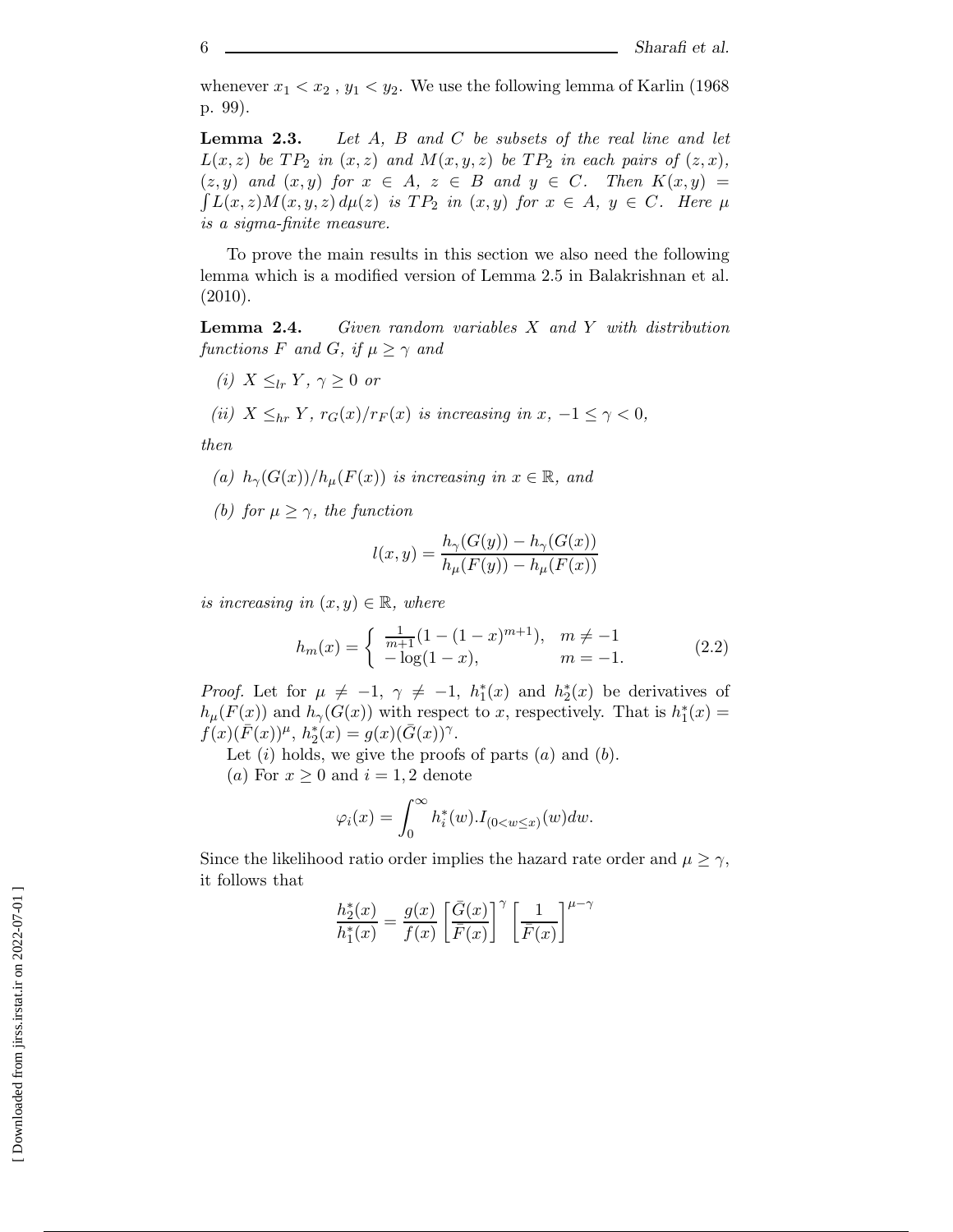whenever $x_1 < x_2$ , $y_1 < y_2$. We use the following lemma of Karlin (1968 p. 99).

**Lemma 2.3.** *Let $A$, $B$ and $C$ be subsets of the real line and let $L(x, z)$ be $TP_2$ in $(x, z)$ and $M(x, y, z)$ be $TP_2$ in each pairs of $(z, x)$, $(z, y)$ and $(x, y)$ for $x \in A$, $z \in B$ and $y \in C$. Then $K(x, y) = \int L(x, z)M(x, y, z)\, d\mu(z)$ is $TP_2$ in $(x, y)$ for $x \in A$, $y \in C$. Here $\mu$ is a sigma-finite measure.*

To prove the main results in this section we also need the following lemma which is a modified version of Lemma 2.5 in Balakrishnan et al. (2010).

**Lemma 2.4.** *Given random variables $X$ and $Y$ with distribution functions $F$ and $G$, if $\mu \geq \gamma$ and*

*(i) $X \leq_{lr} Y$, $\gamma \geq 0$ or*

*(ii) $X \leq_{hr} Y$, $r_G(x)/r_F(x)$ is increasing in $x$, $-1 \leq \gamma < 0$,*

*then*

*(a) $h_\gamma(G(x))/h_\mu(F(x))$ is increasing in $x \in \mathbb{R}$, and*

*(b) for $\mu \geq \gamma$, the function*

$$l(x, y) = \frac{h_\gamma(G(y)) - h_\gamma(G(x))}{h_\mu(F(y)) - h_\mu(F(x))}$$

*is increasing in $(x, y) \in \mathbb{R}$, where*

$$h_m(x) = \begin{cases} \frac{1}{m+1}(1 - (1 - x)^{m+1}), & m \neq -1 \\ -\log(1 - x), & m = -1. \end{cases} \tag{2.2}$$

*Proof.* Let for $\mu \neq -1$, $\gamma \neq -1$, $h_1^*(x)$ and $h_2^*(x)$ be derivatives of $h_\mu(F(x))$ and $h_\gamma(G(x))$ with respect to $x$, respectively. That is $h_1^*(x) = f(x)(\bar{F}(x))^\mu$, $h_2^*(x) = g(x)(\bar{G}(x))^\gamma$.

Let $(i)$ holds, we give the proofs of parts $(a)$ and $(b)$.

$(a)$ For $x \geq 0$ and $i = 1, 2$ denote

$$\varphi_i(x) = \int_0^\infty h_i^*(w).I_{(0<w\leq x)}(w)dw.$$

Since the likelihood ratio order implies the hazard rate order and $\mu \geq \gamma$, it follows that

$$\frac{h_2^*(x)}{h_1^*(x)} = \frac{g(x)}{f(x)} \left[\frac{\bar{G}(x)}{\bar{F}(x)}\right]^\gamma \left[\frac{1}{\bar{F}(x)}\right]^{\mu-\gamma}$$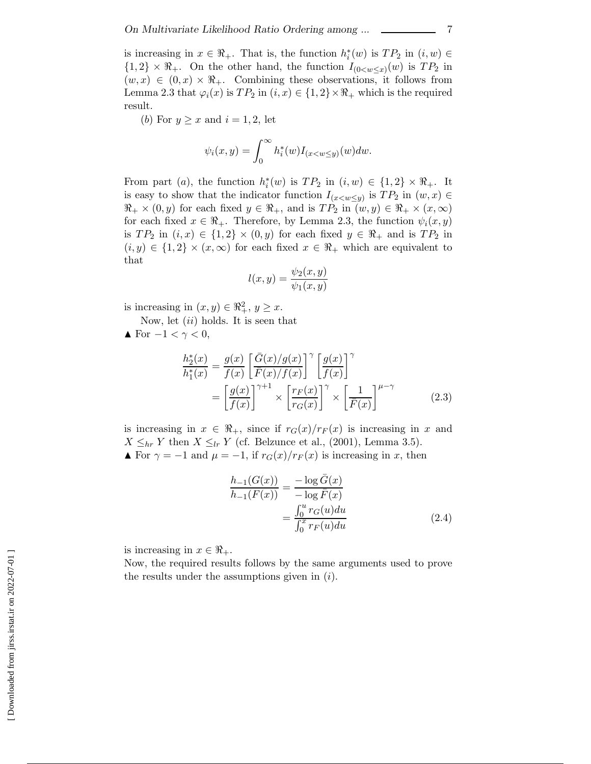is increasing in $x \in \Re_+$. That is, the function $h_i^*(w)$ is $TP_2$ in $(i, w) \in \{1,2\} \times \Re_+$. On the other hand, the function $I_{(0<w\leq x)}(w)$ is $TP_2$ in $(w, x) \in (0, x) \times \Re_+$. Combining these observations, it follows from Lemma 2.3 that $\varphi_i(x)$ is $TP_2$ in $(i, x) \in \{1,2\} \times \Re_+$ which is the required result.

(*b*) For $y \geq x$ and $i = 1, 2$, let

$$\psi_i(x, y) = \int_0^\infty h_i^*(w) I_{(x<w\leq y)}(w) dw.$$

From part (*a*), the function $h_i^*(w)$ is $TP_2$ in $(i, w) \in \{1,2\} \times \Re_+$. It is easy to show that the indicator function $I_{(x<w\leq y)}$ is $TP_2$ in $(w, x) \in \Re_+ \times (0, y)$ for each fixed $y \in \Re_+$, and is $TP_2$ in $(w, y) \in \Re_+ \times (x, \infty)$ for each fixed $x \in \Re_+$. Therefore, by Lemma 2.3, the function $\psi_i(x, y)$ is $TP_2$ in $(i, x) \in \{1,2\} \times (0, y)$ for each fixed $y \in \Re_+$ and is $TP_2$ in $(i, y) \in \{1,2\} \times (x, \infty)$ for each fixed $x \in \Re_+$ which are equivalent to that

$$l(x, y) = \frac{\psi_2(x, y)}{\psi_1(x, y)}$$

is increasing in $(x, y) \in \Re_+^2$, $y \geq x$.

Now, let (*ii*) holds. It is seen that

▲ For $-1 < \gamma < 0$,

$$\begin{aligned} \frac{h_2^*(x)}{h_1^*(x)} &= \frac{g(x)}{f(x)} \left[\frac{\bar{G}(x)/g(x)}{\bar{F}(x)/f(x)}\right]^\gamma \left[\frac{g(x)}{f(x)}\right]^\gamma \\ &= \left[\frac{g(x)}{f(x)}\right]^{\gamma+1} \times \left[\frac{r_F(x)}{r_G(x)}\right]^\gamma \times \left[\frac{1}{\bar{F}(x)}\right]^{\mu-\gamma} \end{aligned} \tag{2.3}$$

is increasing in $x \in \Re_+$, since if $r_G(x)/r_F(x)$ is increasing in $x$ and $X \leq_{hr} Y$ then $X \leq_{lr} Y$ (cf. Belzunce et al., (2001), Lemma 3.5).

▲ For $\gamma = -1$ and $\mu = -1$, if $r_G(x)/r_F(x)$ is increasing in $x$, then

$$\begin{aligned} \frac{h_{-1}(G(x))}{h_{-1}(F(x))} &= \frac{-\log \bar{G}(x)}{-\log \bar{F}(x)} \\ &= \frac{\int_0^u r_G(u) du}{\int_0^x r_F(u) du} \end{aligned} \tag{2.4}$$

is increasing in $x \in \Re_+$.

Now, the required results follows by the same arguments used to prove the results under the assumptions given in (*i*).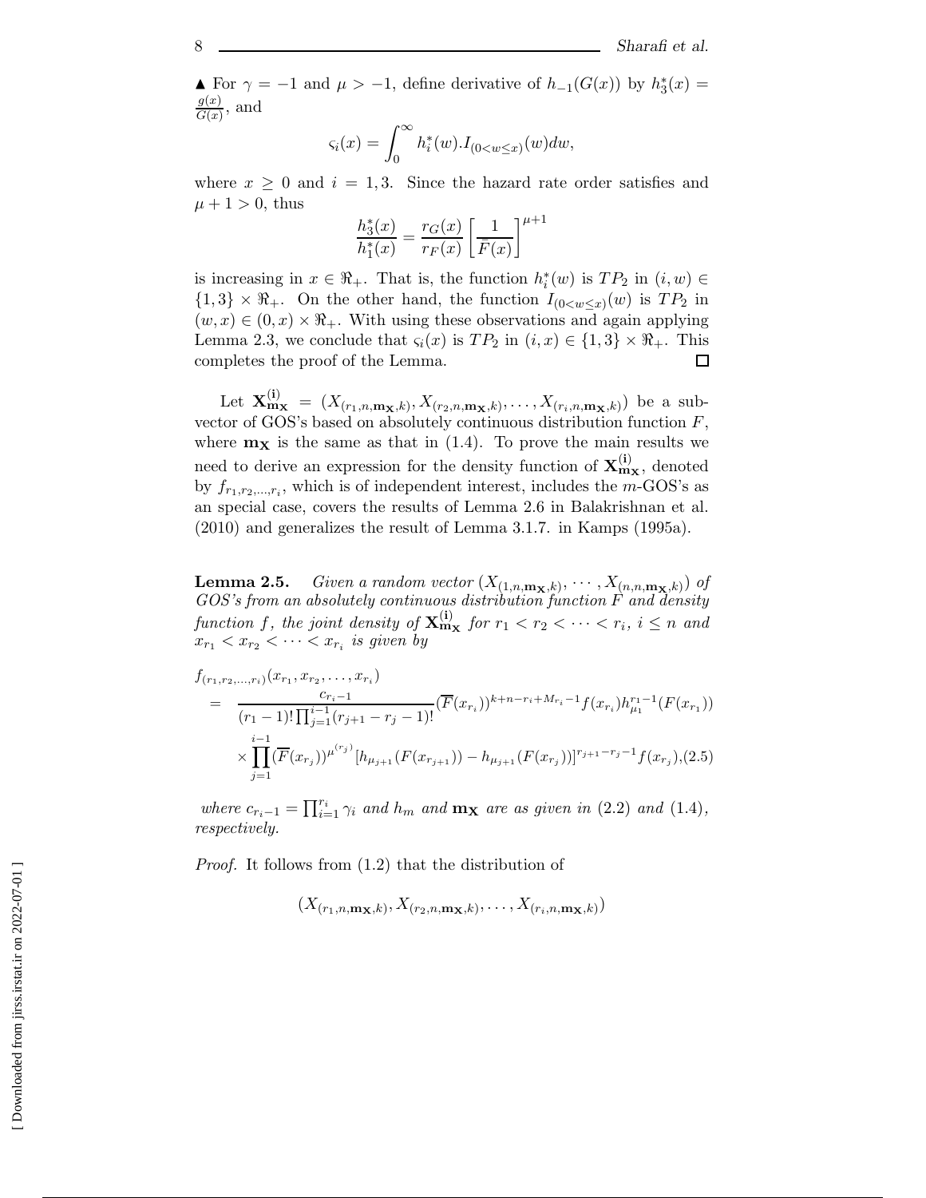▲ For $\gamma = -1$ and $\mu > -1$, define derivative of $h_{-1}(G(x))$ by $h_3^*(x) = \frac{g(x)}{G(x)}$, and

$$\varsigma_i(x) = \int_0^\infty h_i^*(w).I_{(0<w\leq x)}(w)dw,$$

where $x \geq 0$ and $i = 1, 3$. Since the hazard rate order satisfies and $\mu + 1 > 0$, thus

$$\frac{h_3^*(x)}{h_1^*(x)} = \frac{r_G(x)}{r_F(x)} \left[\frac{1}{\bar{F}(x)}\right]^{\mu+1}$$

is increasing in $x \in \Re_+$. That is, the function $h_i^*(w)$ is $TP_2$ in $(i, w) \in \{1, 3\} \times \Re_+$. On the other hand, the function $I_{(0<w\leq x)}(w)$ is $TP_2$ in $(w, x) \in (0, x) \times \Re_+$. With using these observations and again applying Lemma 2.3, we conclude that $\varsigma_i(x)$ is $TP_2$ in $(i, x) \in \{1, 3\} \times \Re_+$. This completes the proof of the Lemma. □

Let $\mathbf{X}_{\mathbf{m_X}}^{(\mathbf{i})} = (X_{(r_1,n,\mathbf{m_X},k)}, X_{(r_2,n,\mathbf{m_X},k)}, \ldots, X_{(r_i,n,\mathbf{m_X},k)})$ be a subvector of GOS's based on absolutely continuous distribution function $F$, where $\mathbf{m_X}$ is the same as that in (1.4). To prove the main results we need to derive an expression for the density function of $\mathbf{X}_{\mathbf{m_X}}^{(\mathbf{i})}$, denoted by $f_{r_1,r_2,\ldots,r_i}$, which is of independent interest, includes the $m$-GOS's as an special case, covers the results of Lemma 2.6 in Balakrishnan et al. (2010) and generalizes the result of Lemma 3.1.7. in Kamps (1995a).

**Lemma 2.5.** *Given a random vector $(X_{(1,n,\mathbf{m_X},k)}, \cdots, X_{(n,n,\mathbf{m_X},k)})$ of GOS's from an absolutely continuous distribution function $F$ and density function $f$, the joint density of $\mathbf{X}_{\mathbf{m_X}}^{(\mathbf{i})}$ for $r_1 < r_2 < \cdots < r_i$, $i \leq n$ and $x_{r_1} < x_{r_2} < \cdots < x_{r_i}$ is given by*

$$\begin{aligned}
&f_{(r_1,r_2,\ldots,r_i)}(x_{r_1}, x_{r_2}, \ldots, x_{r_i}) \\
&= \frac{c_{r_i-1}}{(r_1-1)!\prod_{j=1}^{i-1}(r_{j+1}-r_j-1)!}(\overline{F}(x_{r_i}))^{k+n-r_i+M_{r_i}-1}f(x_{r_i})h_{\mu_1}^{r_1-1}(F(x_{r_1})) \\
&\quad \times \prod_{j=1}^{i-1}(\overline{F}(x_{r_j}))^{\mu^{(r_j)}}[h_{\mu_{j+1}}(F(x_{r_{j+1}})) - h_{\mu_{j+1}}(F(x_{r_j}))]^{r_{j+1}-r_j-1}f(x_{r_j}), \quad (2.5)
\end{aligned}$$

*where $c_{r_i-1} = \prod_{i=1}^{r_i}\gamma_i$ and $h_m$ and $\mathbf{m_X}$ are as given in (2.2) and (1.4), respectively.*

*Proof.* It follows from (1.2) that the distribution of

$$(X_{(r_1,n,\mathbf{m_X},k)}, X_{(r_2,n,\mathbf{m_X},k)}, \ldots, X_{(r_i,n,\mathbf{m_X},k)})$$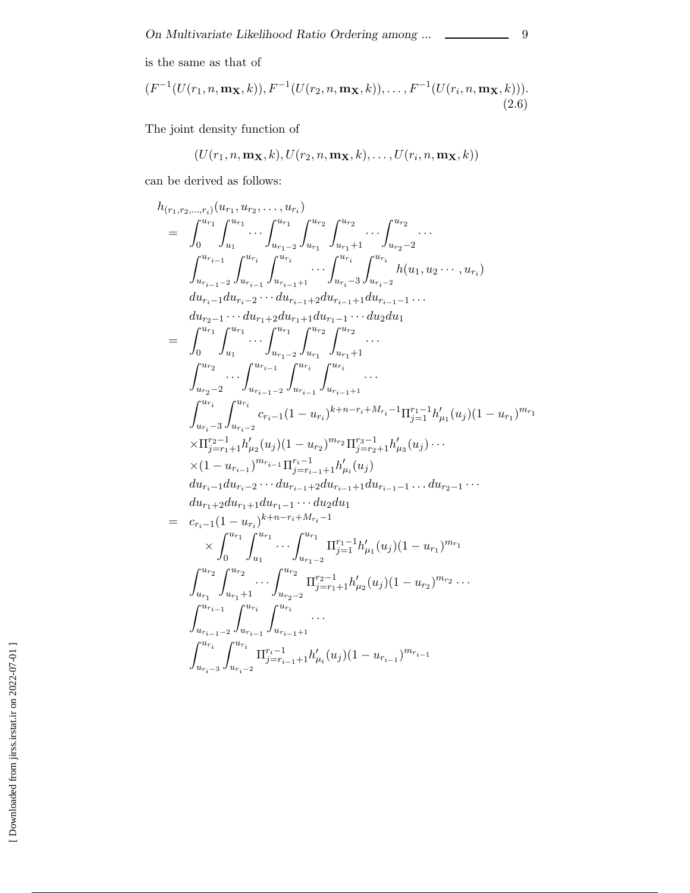is the same as that of

$$
(F^{-1}(U(r_1,n,\mathbf{m_X},k)),F^{-1}(U(r_2,n,\mathbf{m_X},k)),\ldots,F^{-1}(U(r_i,n,\mathbf{m_X},k))). \tag{2.6}
$$

The joint density function of

$$
(U(r_1,n,\mathbf{m_X},k),U(r_2,n,\mathbf{m_X},k),\ldots,U(r_i,n,\mathbf{m_X},k))
$$

can be derived as follows:

$$
\begin{aligned}
& h_{(r_1,r_2,\ldots,r_i)}(u_{r_1},u_{r_2},\ldots,u_{r_i}) \\
&= \int_0^{u_{r_1}}\int_{u_1}^{u_{r_1}}\cdots\int_{u_{r_1-2}}^{u_{r_1}}\int_{u_{r_1}}^{u_{r_2}}\int_{u_{r_1+1}}^{u_{r_2}}\cdots\int_{u_{r_2-2}}^{u_{r_2}}\cdots \\
&\quad \int_{u_{r_{i-1}-2}}^{u_{r_{i-1}}}\int_{u_{r_{i-1}}}^{u_{r_i}}\int_{u_{r_{i-1}+1}}^{u_{r_i}}\cdots\int_{u_{r_i-3}}^{u_{r_i}}\int_{u_{r_i-2}}^{u_{r_i}} h(u_1,u_2\cdots,u_{r_i}) \\
&\quad du_{r_i-1}du_{r_i-2}\cdots du_{r_{i-1}+2}du_{r_{i-1}+1}du_{r_{i-1}-1}\cdots \\
&\quad du_{r_2-1}\cdots du_{r_1+2}du_{r_1+1}du_{r_1-1}\cdots du_2du_1 \\
&= \int_0^{u_{r_1}}\int_{u_1}^{u_{r_1}}\cdots\int_{u_{r_1-2}}^{u_{r_1}}\int_{u_{r_1}}^{u_{r_2}}\int_{u_{r_1+1}}^{u_{r_2}}\cdots \\
&\quad \int_{u_{r_2-2}}^{u_{r_2}}\cdots\int_{u_{r_{i-1}-2}}^{u_{r_{i-1}}}\int_{u_{r_{i-1}}}^{u_{r_i}}\int_{u_{r_{i-1}+1}}^{u_{r_i}}\cdots \\
&\quad \int_{u_{r_i-3}}^{u_{r_i}}\int_{u_{r_i-2}}^{u_{r_i}} c_{r_i-1}(1-u_{r_i})^{k+n-r_i+M_{r_i}-1}\Pi_{j=1}^{r_1-1}h'_{\mu_1}(u_j)(1-u_{r_1})^{m_{r_1}} \\
&\quad \times\Pi_{j=r_1+1}^{r_2-1}h'_{\mu_2}(u_j)(1-u_{r_2})^{m_{r_2}}\Pi_{j=r_2+1}^{r_3-1}h'_{\mu_3}(u_j)\cdots \\
&\quad \times(1-u_{r_{i-1}})^{m_{r_{i-1}}}\Pi_{j=r_{i-1}+1}^{r_i-1}h'_{\mu_i}(u_j) \\
&\quad du_{r_i-1}du_{r_i-2}\cdots du_{r_{i-1}+2}du_{r_{i-1}+1}du_{r_{i-1}-1}\ldots du_{r_2-1}\cdots \\
&\quad du_{r_1+2}du_{r_1+1}du_{r_1-1}\cdots du_2du_1 \\
&= c_{r_i-1}(1-u_{r_i})^{k+n-r_i+M_{r_i}-1} \\
&\qquad \times\int_0^{u_{r_1}}\int_{u_1}^{u_{r_1}}\cdots\int_{u_{r_1-2}}^{u_{r_1}}\Pi_{j=1}^{r_1-1}h'_{\mu_1}(u_j)(1-u_{r_1})^{m_{r_1}} \\
&\quad \int_{u_{r_1}}^{u_{r_2}}\int_{u_{r_1+1}}^{u_{r_2}}\cdots\int_{u_{r_2-2}}^{u_{r_2}}\Pi_{j=r_1+1}^{r_2-1}h'_{\mu_2}(u_j)(1-u_{r_2})^{m_{r_2}}\cdots \\
&\quad \int_{u_{r_{i-1}-2}}^{u_{r_{i-1}}}\int_{u_{r_{i-1}}}^{u_{r_i}}\int_{u_{r_{i-1}+1}}^{u_{r_i}}\cdots \\
&\quad \int_{u_{r_i-3}}^{u_{r_i}}\int_{u_{r_i-2}}^{u_{r_i}}\Pi_{j=r_{i-1}+1}^{r_i-1}h'_{\mu_i}(u_j)(1-u_{r_{i-1}})^{m_{r_{i-1}}}
\end{aligned}
$$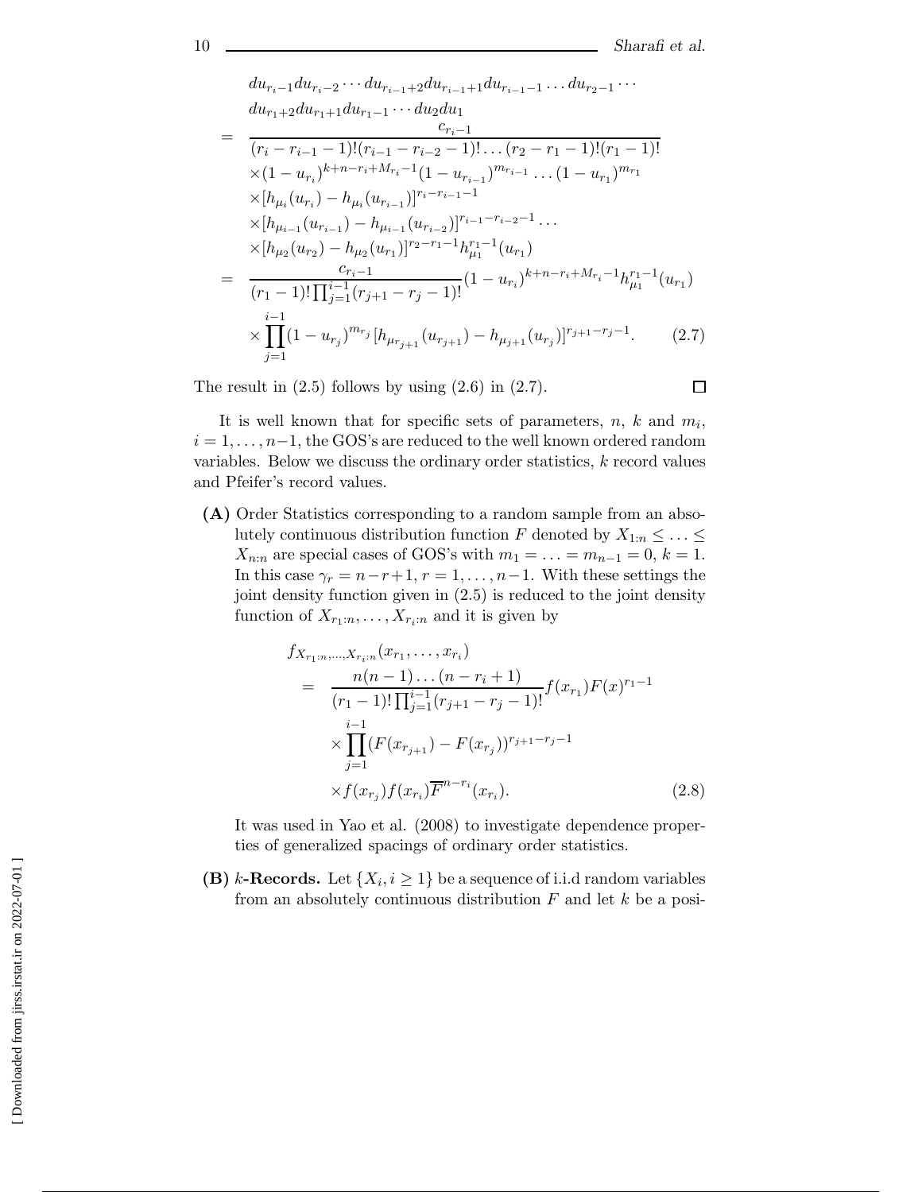$$
\begin{aligned}
& du_{r_i-1}du_{r_i-2}\cdots du_{r_{i-1}+2}du_{r_{i-1}+1}du_{r_{i-1}-1}\ldots du_{r_2-1}\cdots \\
& du_{r_1+2}du_{r_1+1}du_{r_1-1}\cdots du_2 du_1 \\
= \;& \frac{c_{r_i-1}}{(r_i-r_{i-1}-1)!(r_{i-1}-r_{i-2}-1)!\ldots(r_2-r_1-1)!(r_1-1)!} \\
& \times(1-u_{r_i})^{k+n-r_i+M_{r_i}-1}(1-u_{r_{i-1}})^{m_{r_{i-1}}}\ldots(1-u_{r_1})^{m_{r_1}} \\
& \times[h_{\mu_i}(u_{r_i})-h_{\mu_i}(u_{r_{i-1}})]^{r_i-r_{i-1}-1} \\
& \times[h_{\mu_{i-1}}(u_{r_{i-1}})-h_{\mu_{i-1}}(u_{r_{i-2}})]^{r_{i-1}-r_{i-2}-1}\ldots \\
& \times[h_{\mu_2}(u_{r_2})-h_{\mu_2}(u_{r_1})]^{r_2-r_1-1}h_{\mu_1}^{r_1-1}(u_{r_1}) \\
= \;& \frac{c_{r_i-1}}{(r_1-1)!\prod_{j=1}^{i-1}(r_{j+1}-r_j-1)!}(1-u_{r_i})^{k+n-r_i+M_{r_i}-1}h_{\mu_1}^{r_1-1}(u_{r_1}) \\
& \times\prod_{j=1}^{i-1}(1-u_{r_j})^{m_{r_j}}[h_{\mu_{r_{j+1}}}(u_{r_{j+1}})-h_{\mu_{j+1}}(u_{r_j})]^{r_{j+1}-r_j-1}. \qquad (2.7)
\end{aligned}
$$

The result in (2.5) follows by using (2.6) in (2.7). □

It is well known that for specific sets of parameters, $n$, $k$ and $m_i$, $i = 1, \ldots, n-1$, the GOS's are reduced to the well known ordered random variables. Below we discuss the ordinary order statistics, $k$ record values and Pfeifer's record values.

**(A)** Order Statistics corresponding to a random sample from an absolutely continuous distribution function $F$ denoted by $X_{1:n} \leq \ldots \leq X_{n:n}$ are special cases of GOS's with $m_1 = \ldots = m_{n-1} = 0$, $k = 1$. In this case $\gamma_r = n-r+1$, $r = 1, \ldots, n-1$. With these settings the joint density function given in (2.5) is reduced to the joint density function of $X_{r_1:n}, \ldots, X_{r_i:n}$ and it is given by

$$
\begin{aligned}
& f_{X_{r_1:n},\ldots,X_{r_i:n}}(x_{r_1},\ldots,x_{r_i}) \\
= \;& \frac{n(n-1)\ldots(n-r_i+1)}{(r_1-1)!\prod_{j=1}^{i-1}(r_{j+1}-r_j-1)!}f(x_{r_1})F(x)^{r_1-1} \\
& \times\prod_{j=1}^{i-1}(F(x_{r_{j+1}})-F(x_{r_j}))^{r_{j+1}-r_j-1} \\
& \times f(x_{r_j})f(x_{r_i})\overline{F}^{n-r_i}(x_{r_i}). \qquad (2.8)
\end{aligned}
$$

It was used in Yao et al. (2008) to investigate dependence properties of generalized spacings of ordinary order statistics.

**(B)** ***k*-Records.** Let $\{X_i, i \geq 1\}$ be a sequence of i.i.d random variables from an absolutely continuous distribution $F$ and let $k$ be a posi-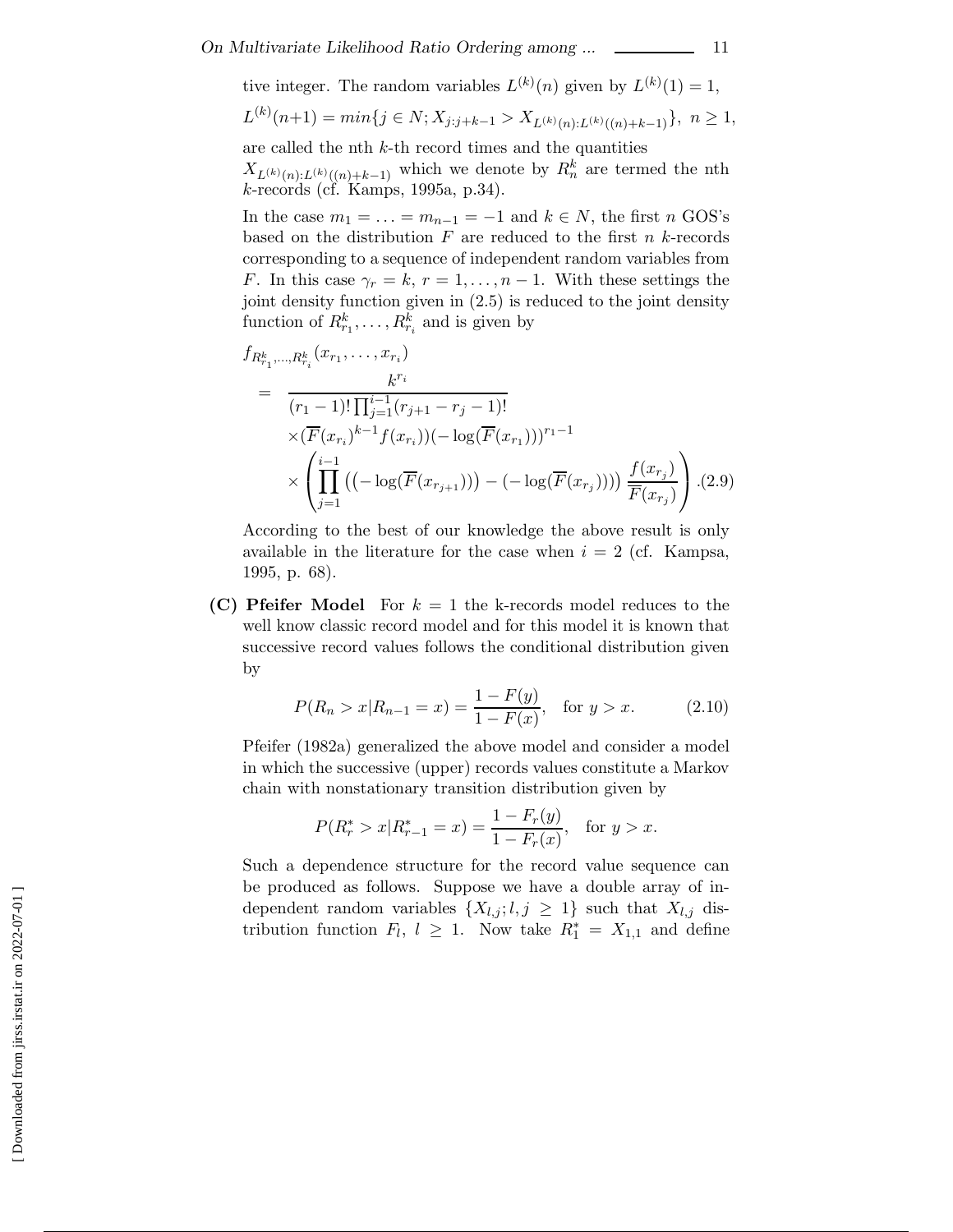tive integer. The random variables $L^{(k)}(n)$ given by $L^{(k)}(1) = 1$,

$L^{(k)}(n+1) = min\{j \in N; X_{j:j+k-1} > X_{L^{(k)}(n):L^{(k)}((n)+k-1)}\},\ n \geq 1,$

are called the nth $k$-th record times and the quantities $X_{L^{(k)}(n):L^{(k)}((n)+k-1)}$ which we denote by $R_n^k$ are termed the nth $k$-records (cf. Kamps, 1995a, p.34).

In the case $m_1 = \ldots = m_{n-1} = -1$ and $k \in N$, the first $n$ GOS's based on the distribution $F$ are reduced to the first $n$ $k$-records corresponding to a sequence of independent random variables from $F$. In this case $\gamma_r = k$, $r = 1, \ldots, n-1$. With these settings the joint density function given in (2.5) is reduced to the joint density function of $R_{r_1}^k, \ldots, R_{r_i}^k$ and is given by

$$
\begin{aligned}
& f_{R_{r_1}^k,\ldots,R_{r_i}^k}(x_{r_1},\ldots,x_{r_i}) \\
&= \frac{k^{r_i}}{(r_1-1)!\prod_{j=1}^{i-1}(r_{j+1}-r_j-1)!} \\
&\quad \times (\overline{F}(x_{r_i})^{k-1} f(x_{r_i}))(-\log(\overline{F}(x_{r_1})))^{r_1-1} \\
&\quad \times \left( \prod_{j=1}^{i-1} \left( (-\log(\overline{F}(x_{r_{j+1}}))) - (-\log(\overline{F}(x_{r_j}))) \right) \frac{f(x_{r_j})}{\overline{F}(x_{r_j})} \right). \qquad (2.9)
\end{aligned}
$$

According to the best of our knowledge the above result is only available in the literature for the case when $i = 2$ (cf. Kampsa, 1995, p. 68).

**(C) Pfeifer Model** For $k = 1$ the k-records model reduces to the well know classic record model and for this model it is known that successive record values follows the conditional distribution given by

$$
P(R_n > x | R_{n-1} = x) = \frac{1-F(y)}{1-F(x)}, \quad \text{for } y > x. \qquad (2.10)
$$

Pfeifer (1982a) generalized the above model and consider a model in which the successive (upper) records values constitute a Markov chain with nonstationary transition distribution given by

$$
P(R_r^* > x | R_{r-1}^* = x) = \frac{1-F_r(y)}{1-F_r(x)}, \quad \text{for } y > x.
$$

Such a dependence structure for the record value sequence can be produced as follows. Suppose we have a double array of independent random variables $\{X_{l,j}; l, j \geq 1\}$ such that $X_{l,j}$ distribution function $F_l$, $l \geq 1$. Now take $R_1^* = X_{1,1}$ and define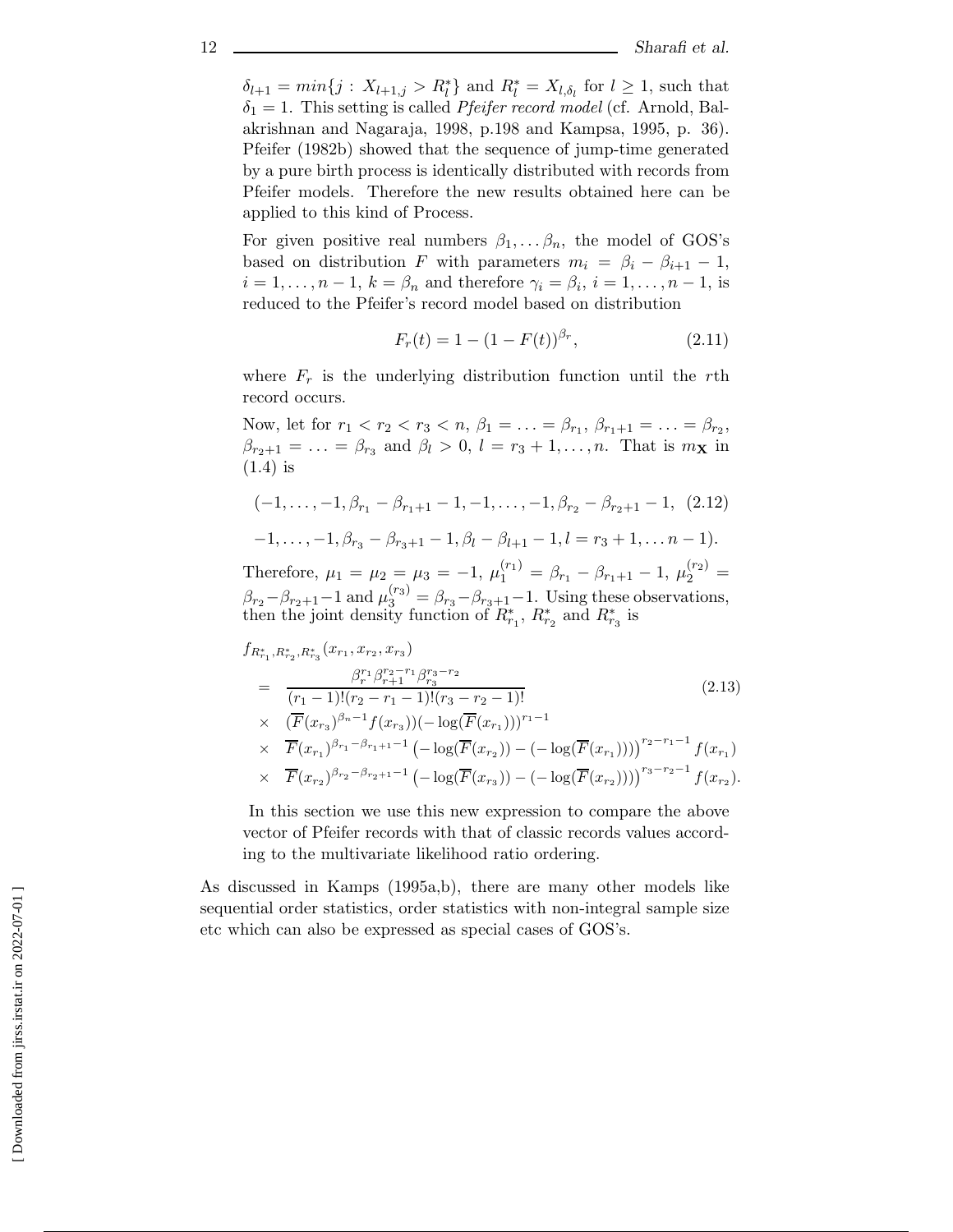$\delta_{l+1} = min\{j : X_{l+1,j} > R_l^*\}$ and $R_l^* = X_{l,\delta_l}$ for $l \geq 1$, such that $\delta_1 = 1$. This setting is called *Pfeifer record model* (cf. Arnold, Balakrishnan and Nagaraja, 1998, p.198 and Kampsa, 1995, p. 36). Pfeifer (1982b) showed that the sequence of jump-time generated by a pure birth process is identically distributed with records from Pfeifer models. Therefore the new results obtained here can be applied to this kind of Process.

For given positive real numbers $\beta_1, \ldots \beta_n$, the model of GOS's based on distribution $F$ with parameters $m_i = \beta_i - \beta_{i+1} - 1$, $i = 1, \ldots, n-1$, $k = \beta_n$ and therefore $\gamma_i = \beta_i$, $i = 1, \ldots, n-1$, is reduced to the Pfeifer's record model based on distribution

$$F_r(t) = 1 - (1 - F(t))^{\beta_r}, \tag{2.11}$$

where $F_r$ is the underlying distribution function until the $r$th record occurs.

Now, let for $r_1 < r_2 < r_3 < n$, $\beta_1 = \ldots = \beta_{r_1}$, $\beta_{r_1+1} = \ldots = \beta_{r_2}$, $\beta_{r_2+1} = \ldots = \beta_{r_3}$ and $\beta_l > 0$, $l = r_3 + 1, \ldots, n$. That is $m_{\mathbf{X}}$ in (1.4) is

$$\begin{aligned}(-1, \ldots, -1, \beta_{r_1} - \beta_{r_1+1} - 1, -1, \ldots, -1, \beta_{r_2} - \beta_{r_2+1} - 1, \quad (2.12)\\ -1, \ldots, -1, \beta_{r_3} - \beta_{r_3+1} - 1, \beta_l - \beta_{l+1} - 1, l = r_3 + 1, \ldots n-1).\end{aligned}$$

Therefore, $\mu_1 = \mu_2 = \mu_3 = -1$, $\mu_1^{(r_1)} = \beta_{r_1} - \beta_{r_1+1} - 1$, $\mu_2^{(r_2)} = \beta_{r_2} - \beta_{r_2+1} - 1$ and $\mu_3^{(r_3)} = \beta_{r_3} - \beta_{r_3+1} - 1$. Using these observations, then the joint density function of $R^*_{r_1}$, $R^*_{r_2}$ and $R^*_{r_3}$ is

$$\begin{aligned}
& f_{R^*_{r_1}, R^*_{r_2}, R^*_{r_3}}(x_{r_1}, x_{r_2}, x_{r_3}) \\
&= \frac{\beta_r^{r_1} \beta_{r+1}^{r_2 - r_1} \beta_{r_3}^{r_3 - r_2}}{(r_1 - 1)!(r_2 - r_1 - 1)!(r_3 - r_2 - 1)!} \qquad (2.13)\\
&\times \ (\overline{F}(x_{r_3}))^{\beta_n - 1} f(x_{r_3}))(-\log(\overline{F}(x_{r_1})))^{r_1 - 1} \\
&\times \ \overline{F}(x_{r_1})^{\beta_{r_1} - \beta_{r_1+1} - 1} \left(-\log(\overline{F}(x_{r_2})) - (-\log(\overline{F}(x_{r_1})))\right)^{r_2 - r_1 - 1} f(x_{r_1}) \\
&\times \ \overline{F}(x_{r_2})^{\beta_{r_2} - \beta_{r_2+1} - 1} \left(-\log(\overline{F}(x_{r_3})) - (-\log(\overline{F}(x_{r_2})))\right)^{r_3 - r_2 - 1} f(x_{r_2}).
\end{aligned}$$

In this section we use this new expression to compare the above vector of Pfeifer records with that of classic records values according to the multivariate likelihood ratio ordering.

As discussed in Kamps (1995a,b), there are many other models like sequential order statistics, order statistics with non-integral sample size etc which can also be expressed as special cases of GOS's.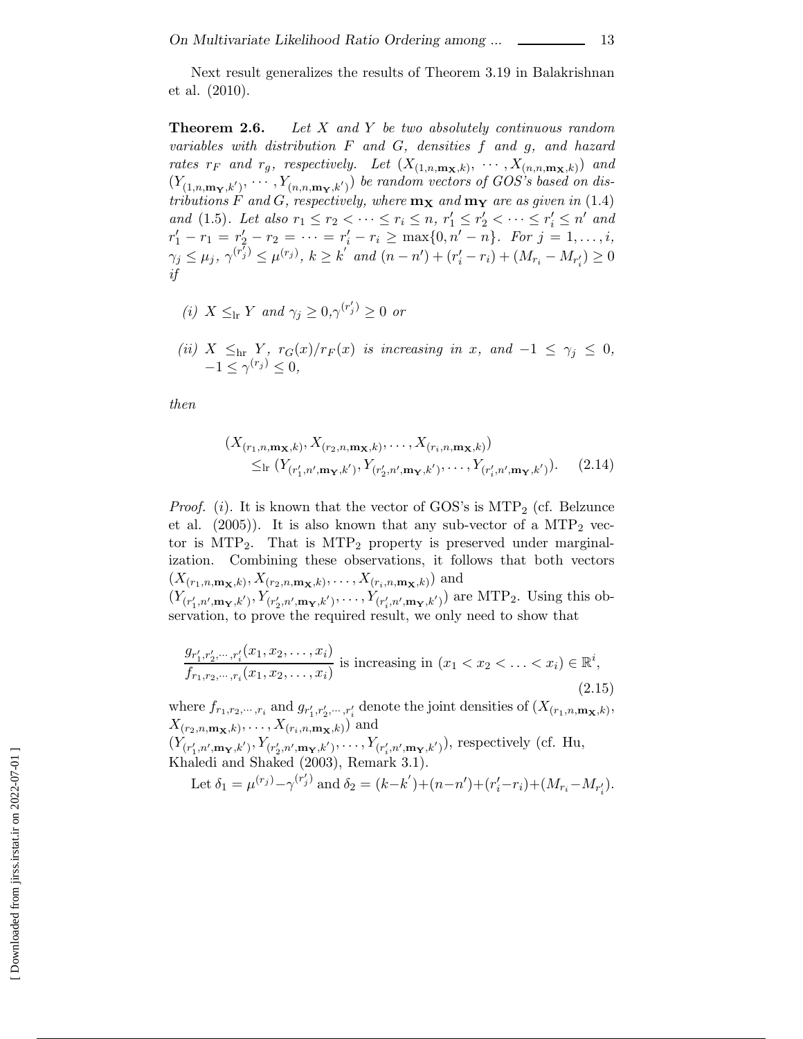Next result generalizes the results of Theorem 3.19 in Balakrishnan et al. (2010).

**Theorem 2.6.** *Let $X$ and $Y$ be two absolutely continuous random variables with distribution $F$ and $G$, densities $f$ and $g$, and hazard rates $r_F$ and $r_g$, respectively. Let $(X_{(1,n,\mathbf{m_X},k)}, \cdots, X_{(n,n,\mathbf{m_X},k)})$ and $(Y_{(1,n,\mathbf{m_Y},k')}, \cdots, Y_{(n,n,\mathbf{m_Y},k')})$ be random vectors of GOS's based on distributions $F$ and $G$, respectively, where $\mathbf{m_X}$ and $\mathbf{m_Y}$ are as given in (1.4) and (1.5). Let also $r_1 \leq r_2 < \cdots \leq r_i \leq n$, $r'_1 \leq r'_2 < \cdots \leq r'_i \leq n'$ and $r'_1 - r_1 = r'_2 - r_2 = \cdots = r'_i - r_i \geq \max\{0, n' - n\}$. For $j = 1, \ldots, i$, $\gamma_j \leq \mu_j$, $\gamma^{(r'_j)} \leq \mu^{(r_j)}$, $k \geq k'$ and $(n - n') + (r'_i - r_i) + (M_{r_i} - M_{r'_i}) \geq 0$ if*

*(i) $X \leq_{\rm lr} Y$ and $\gamma_j \geq 0, \gamma^{(r'_j)} \geq 0$ or*

*(ii) $X \leq_{\rm hr} Y$, $r_G(x)/r_F(x)$ is increasing in $x$, and $-1 \leq \gamma_j \leq 0$, $-1 \leq \gamma^{(r_j)} \leq 0$,*

*then*

$$
\begin{aligned}
&(X_{(r_1,n,\mathbf{m_X},k)}, X_{(r_2,n,\mathbf{m_X},k)}, \ldots, X_{(r_i,n,\mathbf{m_X},k)}) \\
&\quad \leq_{\rm lr} (Y_{(r'_1,n',\mathbf{m_Y},k')}, Y_{(r'_2,n',\mathbf{m_Y},k')}, \ldots, Y_{(r'_i,n',\mathbf{m_Y},k')}). \qquad (2.14)
\end{aligned}
$$

*Proof.* $(i)$. It is known that the vector of GOS's is $\text{MTP}_2$ (cf. Belzunce et al. (2005)). It is also known that any sub-vector of a $\text{MTP}_2$ vector is $\text{MTP}_2$. That is $\text{MTP}_2$ property is preserved under marginalization. Combining these observations, it follows that both vectors $(X_{(r_1,n,\mathbf{m_X},k)}, X_{(r_2,n,\mathbf{m_X},k)}, \ldots, X_{(r_i,n,\mathbf{m_X},k)})$ and $(Y_{(r'_1,n',\mathbf{m_Y},k')}, Y_{(r'_2,n',\mathbf{m_Y},k')}, \ldots, Y_{(r'_i,n',\mathbf{m_Y},k')})$ are $\text{MTP}_2$. Using this observation, to prove the required result, we only need to show that

$$
\frac{g_{r'_1,r'_2,\cdots,r'_i}(x_1, x_2, \ldots, x_i)}{f_{r_1,r_2,\cdots,r_i}(x_1, x_2, \ldots, x_i)} \text{ is increasing in } (x_1 < x_2 < \ldots < x_i) \in \mathbb{R}^i, \qquad (2.15)
$$

where $f_{r_1,r_2,\cdots,r_i}$ and $g_{r'_1,r'_2,\cdots,r'_i}$ denote the joint densities of $(X_{(r_1,n,\mathbf{m_X},k)}, X_{(r_2,n,\mathbf{m_X},k)}, \ldots, X_{(r_i,n,\mathbf{m_X},k)})$ and $(Y_{(r'_1,n',\mathbf{m_Y},k')}, Y_{(r'_2,n',\mathbf{m_Y},k')}, \ldots, Y_{(r'_i,n',\mathbf{m_Y},k')})$, respectively (cf. Hu, Khaledi and Shaked (2003), Remark 3.1).

Let $\delta_1 = \mu^{(r_j)} - \gamma^{(r'_j)}$ and $\delta_2 = (k - k') + (n - n') + (r'_i - r_i) + (M_{r_i} - M_{r'_i})$.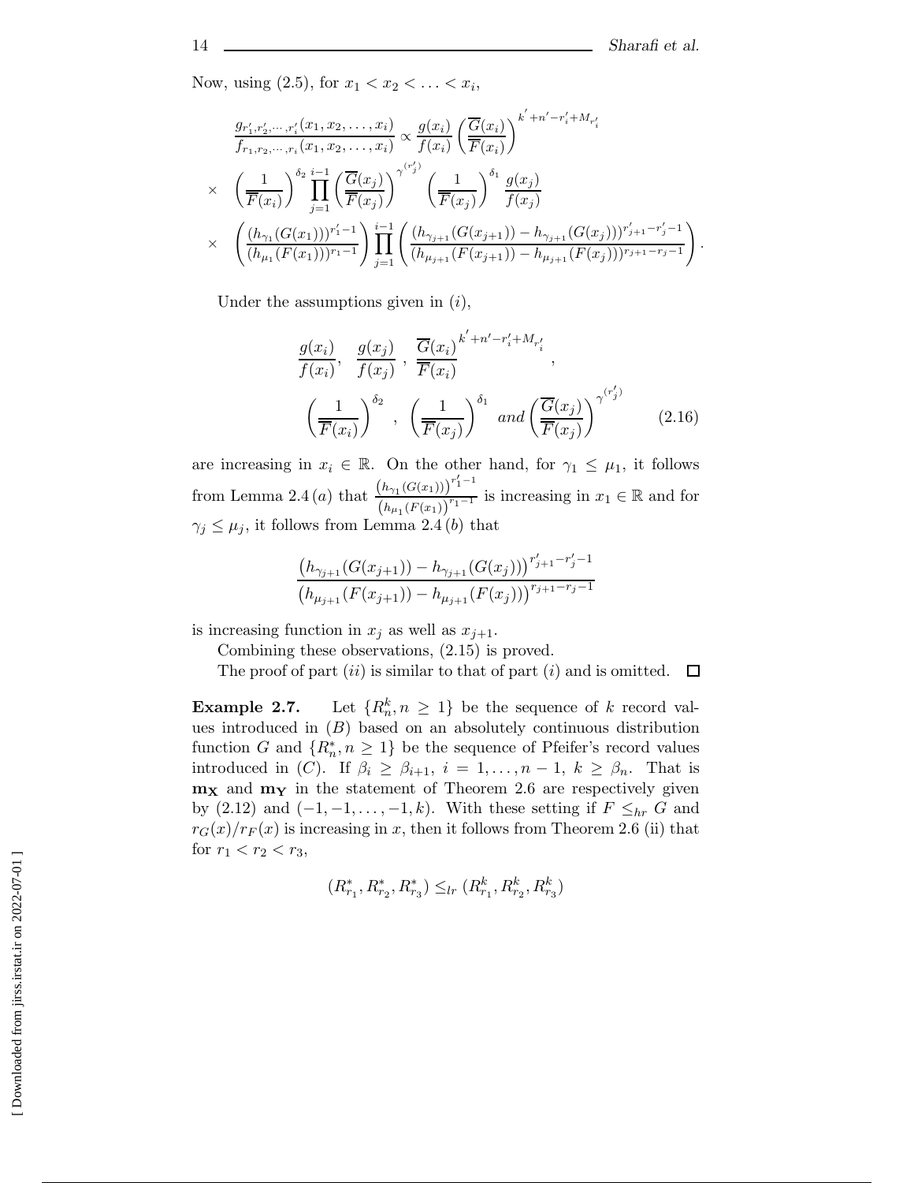Now, using (2.5), for $x_1 < x_2 < \ldots < x_i$,

$$
\begin{aligned}
&\frac{g_{r'_1,r'_2,\cdots,r'_i}(x_1,x_2,\ldots,x_i)}{f_{r_1,r_2,\cdots,r_i}(x_1,x_2,\ldots,x_i)} \propto \frac{g(x_i)}{f(x_i)}\left(\frac{\overline{G}(x_i)}{\overline{F}(x_i)}\right)^{k'+n'-r'_i+M_{r'_i}} \\
\times \quad &\left(\frac{1}{\overline{F}(x_i)}\right)^{\delta_2}\prod_{j=1}^{i-1}\left(\frac{\overline{G}(x_j)}{\overline{F}(x_j)}\right)^{\gamma^{(r'_j)}}\left(\frac{1}{\overline{F}(x_j)}\right)^{\delta_1}\frac{g(x_j)}{f(x_j)} \\
\times \quad &\left(\frac{(h_{\gamma_1}(G(x_1)))^{r'_1-1}}{(h_{\mu_1}(F(x_1)))^{r_1-1}}\right)\prod_{j=1}^{i-1}\left(\frac{(h_{\gamma_{j+1}}(G(x_{j+1}))-h_{\gamma_{j+1}}(G(x_j)))^{r'_{j+1}-r'_j-1}}{(h_{\mu_{j+1}}(F(x_{j+1}))-h_{\mu_{j+1}}(F(x_j)))^{r_{j+1}-r_j-1}}\right).
\end{aligned}
$$

Under the assumptions given in $(i)$,

$$
\begin{aligned}
&\frac{g(x_i)}{f(x_i)}, \quad \frac{g(x_j)}{f(x_j)}\,,\ \frac{\overline{G}(x_i)}{\overline{F}(x_i)}^{k'+n'-r'_i+M_{r'_i}}\,, \\
&\left(\frac{1}{\overline{F}(x_i)}\right)^{\delta_2}\,,\ \left(\frac{1}{\overline{F}(x_j)}\right)^{\delta_1}\ \textit{and}\left(\frac{\overline{G}(x_j)}{\overline{F}(x_j)}\right)^{\gamma^{(r'_j)}}
\end{aligned}
\tag{2.16}
$$

are increasing in $x_i \in \mathbb{R}$. On the other hand, for $\gamma_1 \leq \mu_1$, it follows from Lemma 2.4 $(a)$ that $\frac{\left(h_{\gamma_1}(G(x_1))\right)^{r'_1-1}}{\left(h_{\mu_1}(F(x_1)\right)^{r_1-1}}$ is increasing in $x_1 \in \mathbb{R}$ and for $\gamma_j \leq \mu_j$, it follows from Lemma 2.4 $(b)$ that

$$
\frac{\left(h_{\gamma_{j+1}}(G(x_{j+1}))-h_{\gamma_{j+1}}(G(x_j))\right)^{r'_{j+1}-r'_j-1}}{\left(h_{\mu_{j+1}}(F(x_{j+1}))-h_{\mu_{j+1}}(F(x_j))\right)^{r_{j+1}-r_j-1}}
$$

is increasing function in $x_j$ as well as $x_{j+1}$.

Combining these observations, (2.15) is proved.

The proof of part $(ii)$ is similar to that of part $(i)$ and is omitted. $\square$

**Example 2.7.** Let $\{R_n^k, n \geq 1\}$ be the sequence of $k$ record values introduced in $(B)$ based on an absolutely continuous distribution function $G$ and $\{R_n^*, n \geq 1\}$ be the sequence of Pfeifer's record values introduced in $(C)$. If $\beta_i \geq \beta_{i+1}$, $i = 1, \ldots, n-1$, $k \geq \beta_n$. That is $\mathbf{m_X}$ and $\mathbf{m_Y}$ in the statement of Theorem 2.6 are respectively given by (2.12) and $(-1, -1, \ldots, -1, k)$. With these setting if $F \leq_{hr} G$ and $r_G(x)/r_F(x)$ is increasing in $x$, then it follows from Theorem 2.6 (ii) that for $r_1 < r_2 < r_3$,

$$
(R^*_{r_1}, R^*_{r_2}, R^*_{r_3}) \leq_{lr} (R^k_{r_1}, R^k_{r_2}, R^k_{r_3})
$$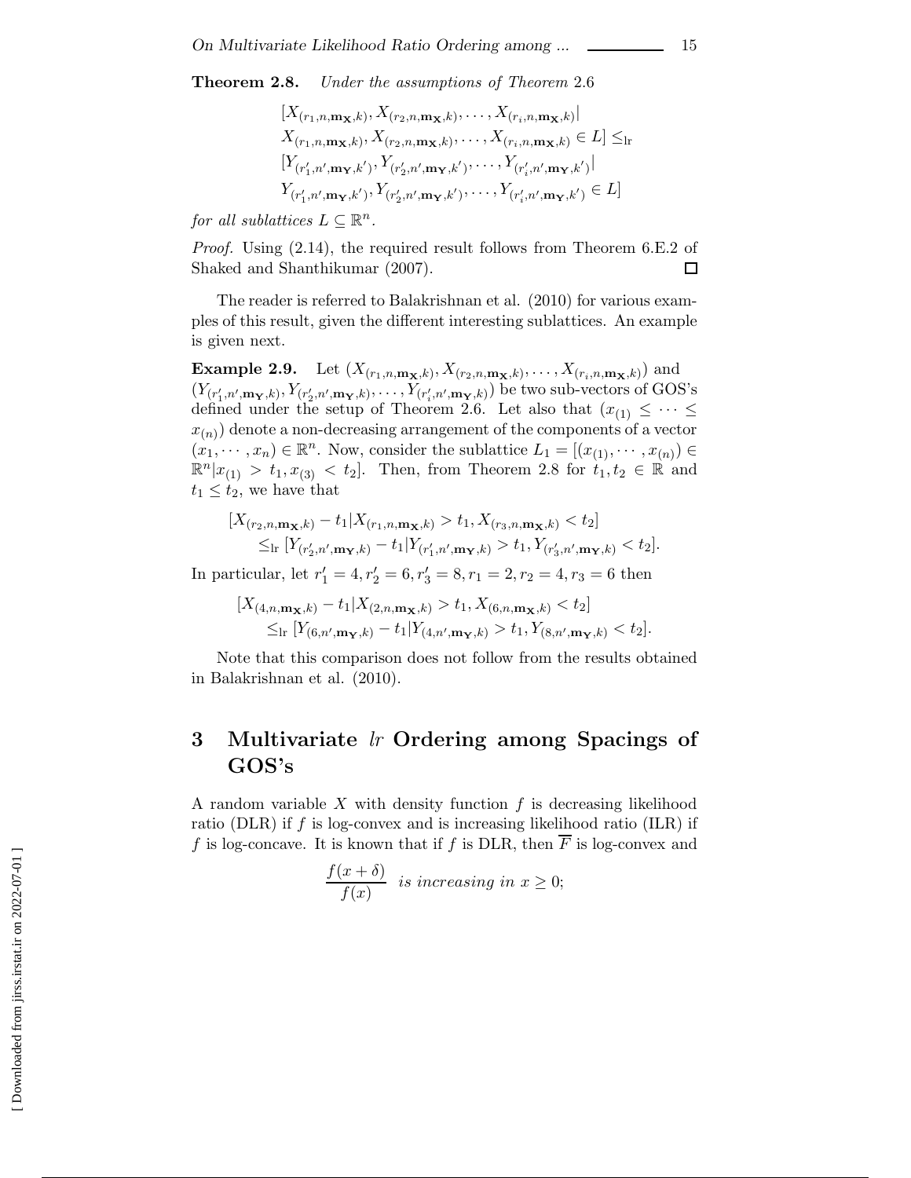**Theorem 2.8.** *Under the assumptions of Theorem* 2.6

$$[X_{(r_1,n,\mathbf{m_X},k)}, X_{(r_2,n,\mathbf{m_X},k)}, \ldots, X_{(r_i,n,\mathbf{m_X},k)}| \\ X_{(r_1,n,\mathbf{m_X},k)}, X_{(r_2,n,\mathbf{m_X},k)}, \ldots, X_{(r_i,n,\mathbf{m_X},k)} \in L] \leq_{\rm lr} \\ [Y_{(r'_1,n',\mathbf{m_Y},k')}, Y_{(r'_2,n',\mathbf{m_Y},k')}, \ldots, Y_{(r'_i,n',\mathbf{m_Y},k')}| \\ Y_{(r'_1,n',\mathbf{m_Y},k')}, Y_{(r'_2,n',\mathbf{m_Y},k')}, \ldots, Y_{(r'_i,n',\mathbf{m_Y},k')} \in L]$$

*for all sublattices* $L \subseteq \mathbb{R}^n$.

*Proof.* Using (2.14), the required result follows from Theorem 6.E.2 of Shaked and Shanthikumar (2007). □

The reader is referred to Balakrishnan et al. (2010) for various examples of this result, given the different interesting sublattices. An example is given next.

**Example 2.9.** Let $(X_{(r_1,n,\mathbf{m_X},k)}, X_{(r_2,n,\mathbf{m_X},k)}, \ldots, X_{(r_i,n,\mathbf{m_X},k)})$ and $(Y_{(r'_1,n',\mathbf{m_Y},k)}, Y_{(r'_2,n',\mathbf{m_Y},k)}, \ldots, Y_{(r'_i,n',\mathbf{m_Y},k)})$ be two sub-vectors of GOS's defined under the setup of Theorem 2.6. Let also that $(x_{(1)} \leq \cdots \leq x_{(n)})$ denote a non-decreasing arrangement of the components of a vector $(x_1, \cdots, x_n) \in \mathbb{R}^n$. Now, consider the sublattice $L_1 = [(x_{(1)}, \cdots, x_{(n)}) \in \mathbb{R}^n | x_{(1)} > t_1, x_{(3)} < t_2]$. Then, from Theorem 2.8 for $t_1, t_2 \in \mathbb{R}$ and $t_1 \leq t_2$, we have that

$$[X_{(r_2,n,\mathbf{m_X},k)} - t_1 | X_{(r_1,n,\mathbf{m_X},k)} > t_1, X_{(r_3,n,\mathbf{m_X},k)} < t_2] \\ \leq_{\rm lr} [Y_{(r'_2,n',\mathbf{m_Y},k)} - t_1 | Y_{(r'_1,n',\mathbf{m_Y},k)} > t_1, Y_{(r'_3,n',\mathbf{m_Y},k)} < t_2].$$

In particular, let $r'_1 = 4, r'_2 = 6, r'_3 = 8, r_1 = 2, r_2 = 4, r_3 = 6$ then

$$[X_{(4,n,\mathbf{m_X},k)} - t_1 | X_{(2,n,\mathbf{m_X},k)} > t_1, X_{(6,n,\mathbf{m_X},k)} < t_2] \\ \leq_{\rm lr} [Y_{(6,n',\mathbf{m_Y},k)} - t_1 | Y_{(4,n',\mathbf{m_Y},k)} > t_1, Y_{(8,n',\mathbf{m_Y},k)} < t_2].$$

Note that this comparison does not follow from the results obtained in Balakrishnan et al. (2010).

## 3 Multivariate *lr* Ordering among Spacings of GOS's

A random variable $X$ with density function $f$ is decreasing likelihood ratio (DLR) if $f$ is log-convex and is increasing likelihood ratio (ILR) if $f$ is log-concave. It is known that if $f$ is DLR, then $\overline{F}$ is log-convex and

$$\frac{f(x+\delta)}{f(x)} \quad \textit{is increasing in } x \geq 0;$$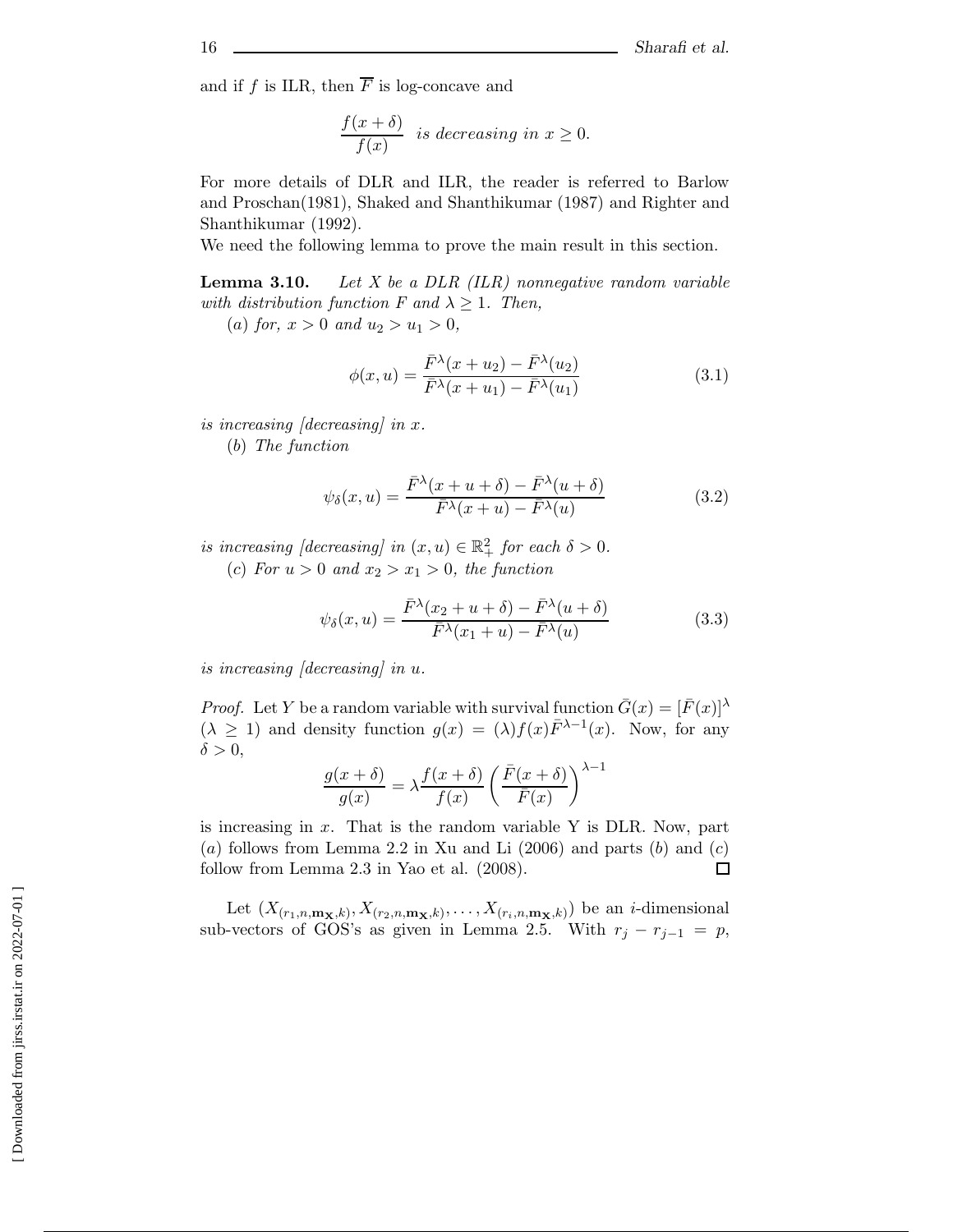and if $f$ is ILR, then $\overline{F}$ is log-concave and

$$\frac{f(x+\delta)}{f(x)} \quad \textit{is decreasing in } x \geq 0.$$

For more details of DLR and ILR, the reader is referred to Barlow and Proschan(1981), Shaked and Shanthikumar (1987) and Righter and Shanthikumar (1992).
We need the following lemma to prove the main result in this section.

**Lemma 3.10.** *Let $X$ be a DLR (ILR) nonnegative random variable with distribution function $F$ and $\lambda \geq 1$. Then,*

*(a) for, $x > 0$ and $u_2 > u_1 > 0$,*

$$\phi(x,u) = \frac{\bar{F}^{\lambda}(x+u_2) - \bar{F}^{\lambda}(u_2)}{\bar{F}^{\lambda}(x+u_1) - \bar{F}^{\lambda}(u_1)} \tag{3.1}$$

*is increasing [decreasing] in $x$.*

*(b) The function*

$$\psi_{\delta}(x,u) = \frac{\bar{F}^{\lambda}(x+u+\delta) - \bar{F}^{\lambda}(u+\delta)}{\bar{F}^{\lambda}(x+u) - \bar{F}^{\lambda}(u)} \tag{3.2}$$

*is increasing [decreasing] in $(x,u) \in \mathbb{R}^2_+$ for each $\delta > 0$.*

*(c) For $u > 0$ and $x_2 > x_1 > 0$, the function*

$$\psi_{\delta}(x,u) = \frac{\bar{F}^{\lambda}(x_2+u+\delta) - \bar{F}^{\lambda}(u+\delta)}{\bar{F}^{\lambda}(x_1+u) - \bar{F}^{\lambda}(u)} \tag{3.3}$$

*is increasing [decreasing] in $u$.*

*Proof.* Let $Y$ be a random variable with survival function $\bar{G}(x) = [\bar{F}(x)]^{\lambda}$ ($\lambda \geq 1$) and density function $g(x) = (\lambda) f(x)\bar{F}^{\lambda-1}(x)$. Now, for any $\delta > 0$,

$$\frac{g(x+\delta)}{g(x)} = \lambda \frac{f(x+\delta)}{f(x)} \left(\frac{\bar{F}(x+\delta)}{\bar{F}(x)}\right)^{\lambda-1}$$

is increasing in $x$. That is the random variable Y is DLR. Now, part $(a)$ follows from Lemma 2.2 in Xu and Li (2006) and parts $(b)$ and $(c)$ follow from Lemma 2.3 in Yao et al. (2008). □

Let $(X_{(r_1,n,\mathbf{m_X},k)}, X_{(r_2,n,\mathbf{m_X},k)}, \ldots, X_{(r_i,n,\mathbf{m_X},k)})$ be an $i$-dimensional sub-vectors of GOS's as given in Lemma 2.5. With $r_j - r_{j-1} = p$,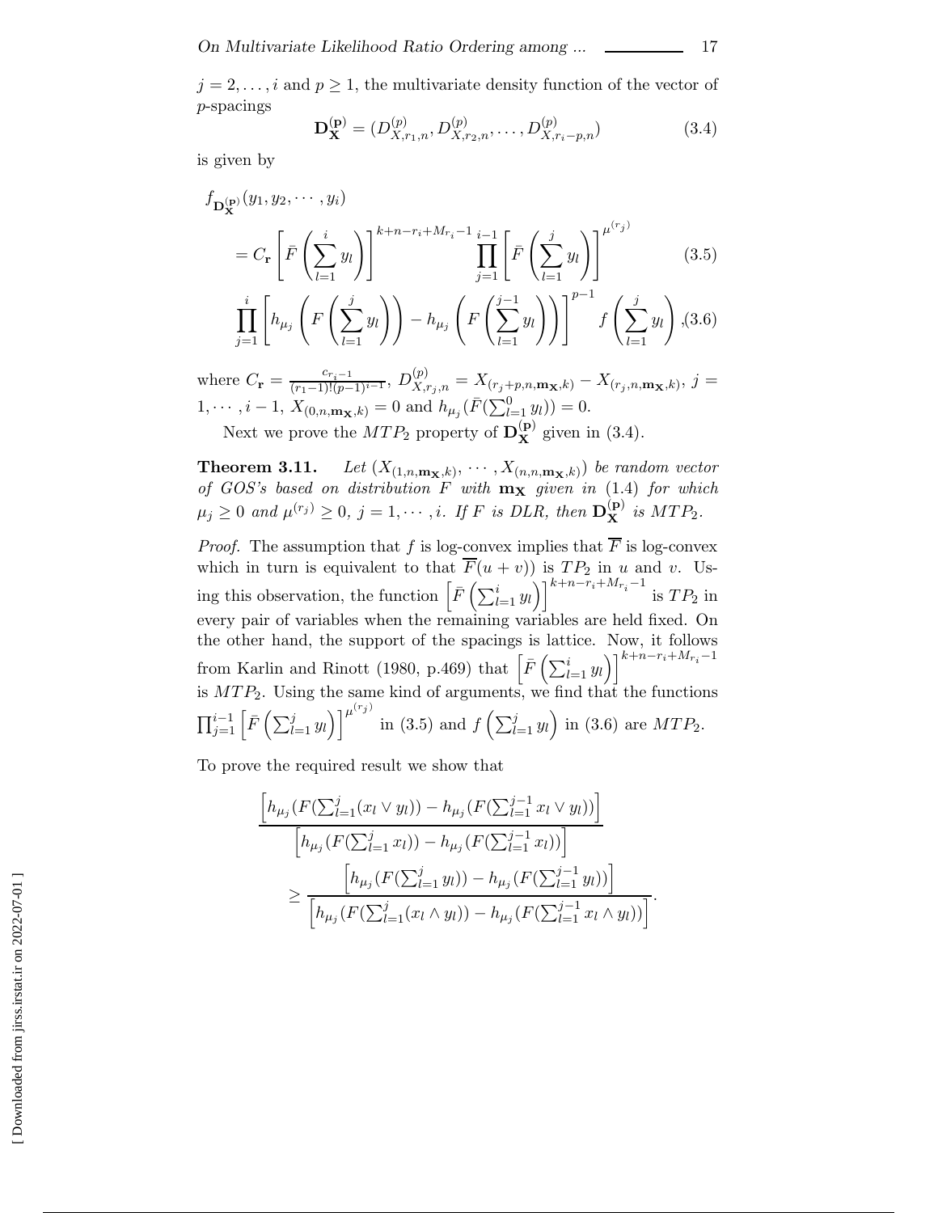$j = 2, \ldots, i$ and $p \geq 1$, the multivariate density function of the vector of $p$-spacings

$$\mathbf{D_X^{(p)}} = (D^{(p)}_{X,r_1,n}, D^{(p)}_{X,r_2,n}, \ldots, D^{(p)}_{X,r_i-p,n}) \tag{3.4}$$

is given by

$$f_{\mathbf{D_X^{(p)}}}(y_1, y_2, \cdots, y_i) = C_{\mathbf{r}} \left[\bar{F}\left(\sum_{l=1}^{i} y_l\right)\right]^{k+n-r_i+M_{r_i}-1} \prod_{j=1}^{i-1}\left[\bar{F}\left(\sum_{l=1}^{j} y_l\right)\right]^{\mu^{(r_j)}} \tag{3.5}$$

$$\prod_{j=1}^{i}\left[h_{\mu_j}\left(F\left(\sum_{l=1}^{j} y_l\right)\right) - h_{\mu_j}\left(F\left(\sum_{l=1}^{j-1} y_l\right)\right)\right]^{p-1} f\left(\sum_{l=1}^{j} y_l\right), \tag{3.6}$$

where $C_{\mathbf{r}} = \frac{c_{r_i-1}}{(r_1-1)!(p-1)^{i-1}}$, $D^{(p)}_{X,r_j,n} = X_{(r_j+p,n,\mathbf{m_X},k)} - X_{(r_j,n,\mathbf{m_X},k)}$, $j = 1, \cdots, i-1$, $X_{(0,n,\mathbf{m_X},k)} = 0$ and $h_{\mu_j}(\bar{F}(\sum_{l=1}^{0} y_l)) = 0$.

Next we prove the $MTP_2$ property of $\mathbf{D_X^{(p)}}$ given in (3.4).

**Theorem 3.11.** *Let $(X_{(1,n,\mathbf{m_X},k)}, \cdots, X_{(n,n,\mathbf{m_X},k)})$ be random vector of GOS's based on distribution $F$ with $\mathbf{m_X}$ given in* (1.4) *for which $\mu_j \geq 0$ and $\mu^{(r_j)} \geq 0$, $j = 1, \cdots, i$. If $F$ is DLR, then $\mathbf{D_X^{(p)}}$ is $MTP_2$.*

*Proof.* The assumption that $f$ is log-convex implies that $\overline{F}$ is log-convex which in turn is equivalent to that $\overline{F}(u + v))$ is $TP_2$ in $u$ and $v$. Using this observation, the function $\left[\bar{F}\left(\sum_{l=1}^{i} y_l\right)\right]^{k+n-r_i+M_{r_i}-1}$ is $TP_2$ in every pair of variables when the remaining variables are held fixed. On the other hand, the support of the spacings is lattice. Now, it follows from Karlin and Rinott (1980, p.469) that $\left[\bar{F}\left(\sum_{l=1}^{i} y_l\right)\right]^{k+n-r_i+M_{r_i}-1}$ is $MTP_2$. Using the same kind of arguments, we find that the functions $\prod_{j=1}^{i-1}\left[\bar{F}\left(\sum_{l=1}^{j} y_l\right)\right]^{\mu^{(r_j)}}$ in (3.5) and $f\left(\sum_{l=1}^{j} y_l\right)$ in (3.6) are $MTP_2$.

To prove the required result we show that

$$\frac{\left[h_{\mu_j}(F(\sum_{l=1}^{j}(x_l \vee y_l)) - h_{\mu_j}(F(\sum_{l=1}^{j-1} x_l \vee y_l))\right]}{\left[h_{\mu_j}(F(\sum_{l=1}^{j} x_l)) - h_{\mu_j}(F(\sum_{l=1}^{j-1} x_l))\right]} \geq \frac{\left[h_{\mu_j}(F(\sum_{l=1}^{j} y_l)) - h_{\mu_j}(F(\sum_{l=1}^{j-1} y_l))\right]}{\left[h_{\mu_j}(F(\sum_{l=1}^{j}(x_l \wedge y_l)) - h_{\mu_j}(F(\sum_{l=1}^{j-1} x_l \wedge y_l))\right]}.$$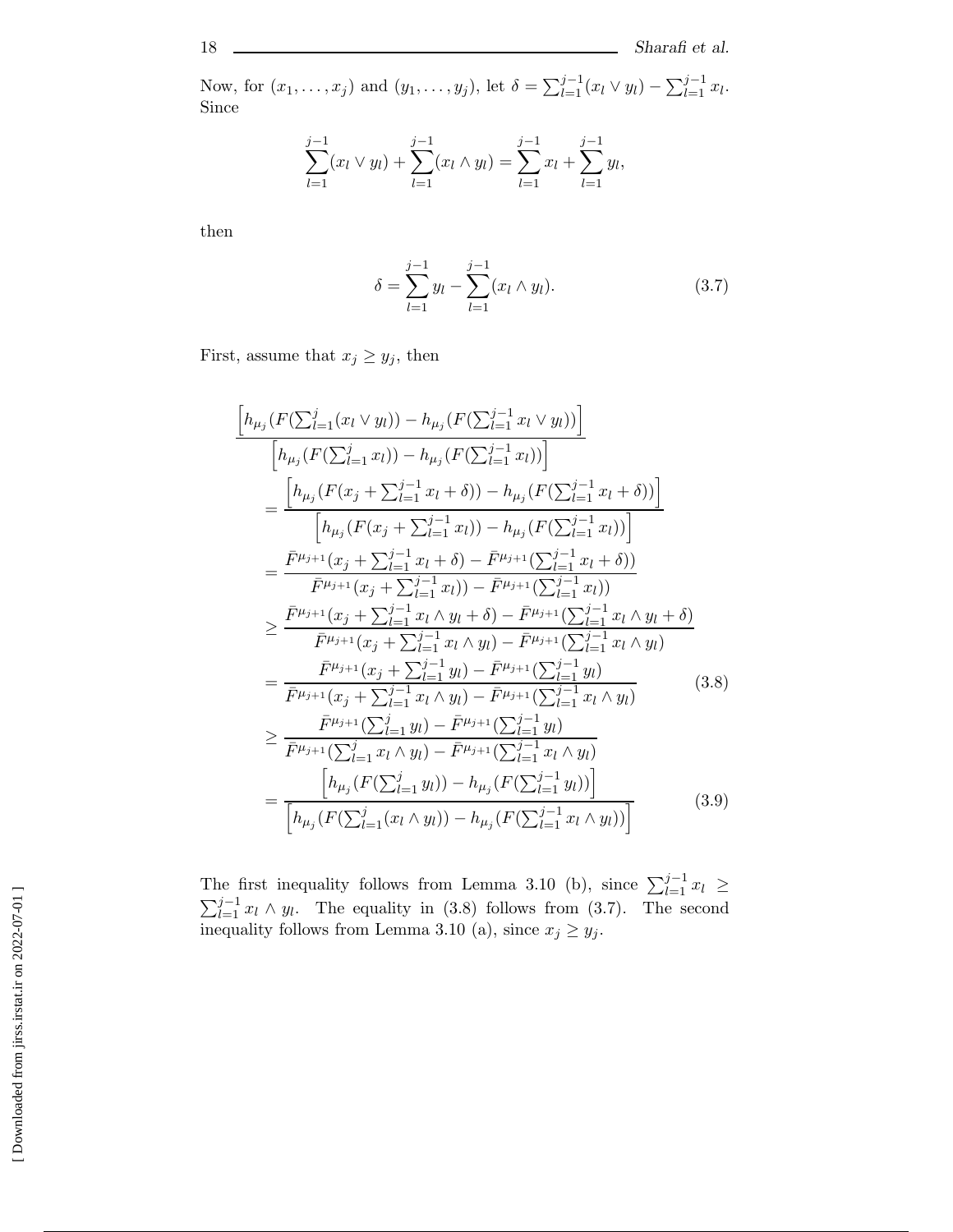Now, for $(x_1, \ldots, x_j)$ and $(y_1, \ldots, y_j)$, let $\delta = \sum_{l=1}^{j-1}(x_l \vee y_l) - \sum_{l=1}^{j-1} x_l$. Since

$$\sum_{l=1}^{j-1}(x_l \vee y_l) + \sum_{l=1}^{j-1}(x_l \wedge y_l) = \sum_{l=1}^{j-1} x_l + \sum_{l=1}^{j-1} y_l,$$

then

$$\delta = \sum_{l=1}^{j-1} y_l - \sum_{l=1}^{j-1}(x_l \wedge y_l). \tag{3.7}$$

First, assume that $x_j \geq y_j$, then

$$\begin{aligned}
&\frac{\left[h_{\mu_j}(F(\sum_{l=1}^{j}(x_l \vee y_l)) - h_{\mu_j}(F(\sum_{l=1}^{j-1} x_l \vee y_l))\right]}{\left[h_{\mu_j}(F(\sum_{l=1}^{j} x_l)) - h_{\mu_j}(F(\sum_{l=1}^{j-1} x_l))\right]} \\
&= \frac{\left[h_{\mu_j}(F(x_j + \sum_{l=1}^{j-1} x_l + \delta)) - h_{\mu_j}(F(\sum_{l=1}^{j-1} x_l + \delta))\right]}{\left[h_{\mu_j}(F(x_j + \sum_{l=1}^{j-1} x_l)) - h_{\mu_j}(F(\sum_{l=1}^{j-1} x_l))\right]} \\
&= \frac{\bar{F}^{\mu_{j+1}}(x_j + \sum_{l=1}^{j-1} x_l + \delta) - \bar{F}^{\mu_{j+1}}(\sum_{l=1}^{j-1} x_l + \delta))}{\bar{F}^{\mu_{j+1}}(x_j + \sum_{l=1}^{j-1} x_l)) - \bar{F}^{\mu_{j+1}}(\sum_{l=1}^{j-1} x_l))} \\
&\geq \frac{\bar{F}^{\mu_{j+1}}(x_j + \sum_{l=1}^{j-1} x_l \wedge y_l + \delta) - \bar{F}^{\mu_{j+1}}(\sum_{l=1}^{j-1} x_l \wedge y_l + \delta)}{\bar{F}^{\mu_{j+1}}(x_j + \sum_{l=1}^{j-1} x_l \wedge y_l) - \bar{F}^{\mu_{j+1}}(\sum_{l=1}^{j-1} x_l \wedge y_l)} \\
&= \frac{\bar{F}^{\mu_{j+1}}(x_j + \sum_{l=1}^{j-1} y_l) - \bar{F}^{\mu_{j+1}}(\sum_{l=1}^{j-1} y_l)}{\bar{F}^{\mu_{j+1}}(x_j + \sum_{l=1}^{j-1} x_l \wedge y_l) - \bar{F}^{\mu_{j+1}}(\sum_{l=1}^{j-1} x_l \wedge y_l)} \qquad (3.8) \\
&\geq \frac{\bar{F}^{\mu_{j+1}}(\sum_{l=1}^{j} y_l) - \bar{F}^{\mu_{j+1}}(\sum_{l=1}^{j-1} y_l)}{\bar{F}^{\mu_{j+1}}(\sum_{l=1}^{j} x_l \wedge y_l) - \bar{F}^{\mu_{j+1}}(\sum_{l=1}^{j-1} x_l \wedge y_l)} \\
&= \frac{\left[h_{\mu_j}(F(\sum_{l=1}^{j} y_l)) - h_{\mu_j}(F(\sum_{l=1}^{j-1} y_l))\right]}{\left[h_{\mu_j}(F(\sum_{l=1}^{j}(x_l \wedge y_l)) - h_{\mu_j}(F(\sum_{l=1}^{j-1} x_l \wedge y_l))\right]} \qquad (3.9)
\end{aligned}$$

The first inequality follows from Lemma 3.10 (b), since $\sum_{l=1}^{j-1} x_l \geq \sum_{l=1}^{j-1} x_l \wedge y_l$. The equality in (3.8) follows from (3.7). The second inequality follows from Lemma 3.10 (a), since $x_j \geq y_j$.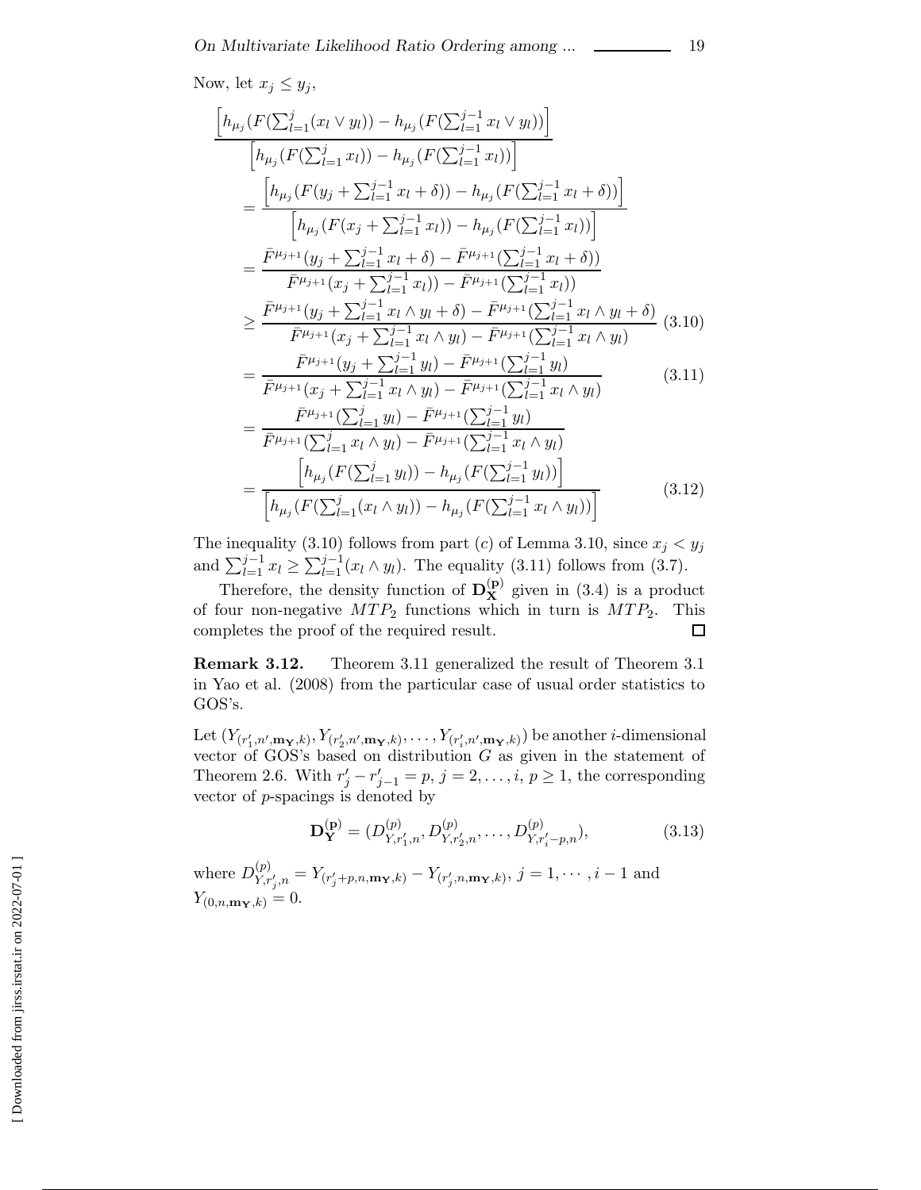Now, let $x_j \leq y_j$,

$$
\begin{aligned}
&\frac{\left[h_{\mu_j}(F(\sum_{l=1}^{j}(x_l \vee y_l)) - h_{\mu_j}(F(\sum_{l=1}^{j-1} x_l \vee y_l))\right]}{\left[h_{\mu_j}(F(\sum_{l=1}^{j} x_l)) - h_{\mu_j}(F(\sum_{l=1}^{j-1} x_l))\right]} \\
&= \frac{\left[h_{\mu_j}(F(y_j + \sum_{l=1}^{j-1} x_l + \delta)) - h_{\mu_j}(F(\sum_{l=1}^{j-1} x_l + \delta))\right]}{\left[h_{\mu_j}(F(x_j + \sum_{l=1}^{j-1} x_l)) - h_{\mu_j}(F(\sum_{l=1}^{j-1} x_l))\right]} \\
&= \frac{\bar{F}^{\mu_{j+1}}(y_j + \sum_{l=1}^{j-1} x_l + \delta) - \bar{F}^{\mu_{j+1}}(\sum_{l=1}^{j-1} x_l + \delta))}{\bar{F}^{\mu_{j+1}}(x_j + \sum_{l=1}^{j-1} x_l)) - \bar{F}^{\mu_{j+1}}(\sum_{l=1}^{j-1} x_l))} \\
&\geq \frac{\bar{F}^{\mu_{j+1}}(y_j + \sum_{l=1}^{j-1} x_l \wedge y_l + \delta) - \bar{F}^{\mu_{j+1}}(\sum_{l=1}^{j-1} x_l \wedge y_l + \delta)}{\bar{F}^{\mu_{j+1}}(x_j + \sum_{l=1}^{j-1} x_l \wedge y_l) - \bar{F}^{\mu_{j+1}}(\sum_{l=1}^{j-1} x_l \wedge y_l)} \quad (3.10) \\
&= \frac{\bar{F}^{\mu_{j+1}}(y_j + \sum_{l=1}^{j-1} y_l) - \bar{F}^{\mu_{j+1}}(\sum_{l=1}^{j-1} y_l)}{\bar{F}^{\mu_{j+1}}(x_j + \sum_{l=1}^{j-1} x_l \wedge y_l) - \bar{F}^{\mu_{j+1}}(\sum_{l=1}^{j-1} x_l \wedge y_l)} \quad (3.11) \\
&= \frac{\bar{F}^{\mu_{j+1}}(\sum_{l=1}^{j} y_l) - \bar{F}^{\mu_{j+1}}(\sum_{l=1}^{j-1} y_l)}{\bar{F}^{\mu_{j+1}}(\sum_{l=1}^{j} x_l \wedge y_l) - \bar{F}^{\mu_{j+1}}(\sum_{l=1}^{j-1} x_l \wedge y_l)} \\
&= \frac{\left[h_{\mu_j}(F(\sum_{l=1}^{j} y_l)) - h_{\mu_j}(F(\sum_{l=1}^{j-1} y_l))\right]}{\left[h_{\mu_j}(F(\sum_{l=1}^{j}(x_l \wedge y_l)) - h_{\mu_j}(F(\sum_{l=1}^{j-1} x_l \wedge y_l))\right]} \quad (3.12)
\end{aligned}
$$

The inequality (3.10) follows from part $(c)$ of Lemma 3.10, since $x_j < y_j$ and $\sum_{l=1}^{j-1} x_l \geq \sum_{l=1}^{j-1}(x_l \wedge y_l)$. The equality (3.11) follows from (3.7).

Therefore, the density function of $\mathbf{D}_{\mathbf{X}}^{(\mathbf{p})}$ given in (3.4) is a product of four non-negative $MTP_2$ functions which in turn is $MTP_2$. This completes the proof of the required result. □

**Remark 3.12.** Theorem 3.11 generalized the result of Theorem 3.1 in Yao et al. (2008) from the particular case of usual order statistics to GOS's.

Let $(Y_{(r'_1,n',\mathbf{m}_{\mathbf{Y}},k)}, Y_{(r'_2,n',\mathbf{m}_{\mathbf{Y}},k)}, \ldots, Y_{(r'_i,n',\mathbf{m}_{\mathbf{Y}},k)})$ be another $i$-dimensional vector of GOS's based on distribution $G$ as given in the statement of Theorem 2.6. With $r'_j - r'_{j-1} = p$, $j = 2, \ldots, i$, $p \geq 1$, the corresponding vector of $p$-spacings is denoted by

$$
\mathbf{D}_{\mathbf{Y}}^{(\mathbf{p})} = (D_{Y,r'_1,n}^{(p)}, D_{Y,r'_2,n}^{(p)}, \ldots, D_{Y,r'_i-p,n}^{(p)}), \tag{3.13}
$$

where $D_{Y,r'_j,n}^{(p)} = Y_{(r'_j+p,n,\mathbf{m}_{\mathbf{Y}},k)} - Y_{(r'_j,n,\mathbf{m}_{\mathbf{Y}},k)}$, $j = 1, \cdots, i-1$ and $Y_{(0,n,\mathbf{m}_{\mathbf{Y}},k)} = 0$.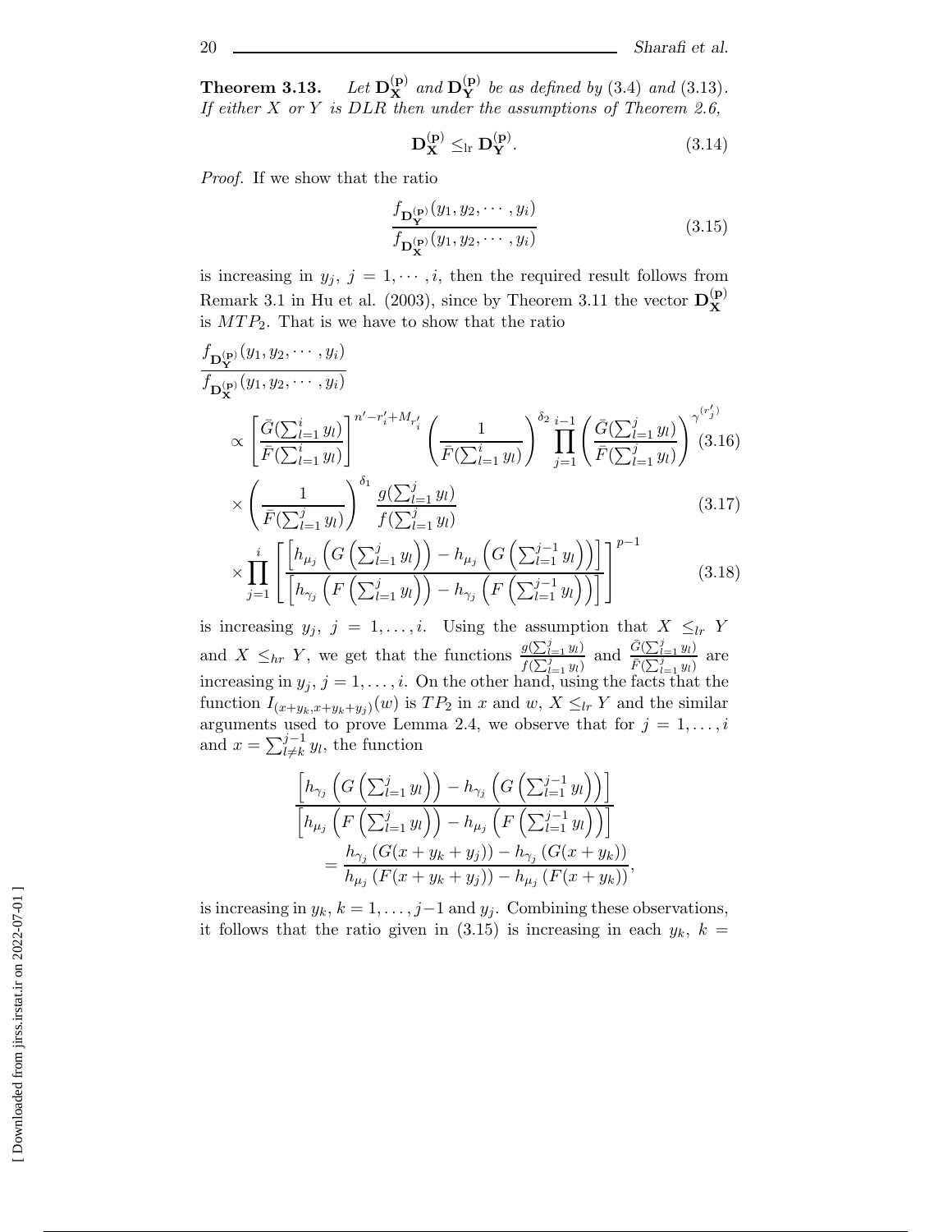**Theorem 3.13.** *Let $\mathbf{D}_{\mathbf{X}}^{(\mathbf{p})}$ and $\mathbf{D}_{\mathbf{Y}}^{(\mathbf{p})}$ be as defined by (3.4) and (3.13). If either $X$ or $Y$ is DLR then under the assumptions of Theorem 2.6,*

$$\mathbf{D}_{\mathbf{X}}^{(\mathbf{p})} \leq_{\rm lr} \mathbf{D}_{\mathbf{Y}}^{(\mathbf{p})}. \tag{3.14}$$

*Proof.* If we show that the ratio

$$\frac{f_{\mathbf{D}_{\mathbf{Y}}^{(\mathbf{p})}}(y_1, y_2, \cdots, y_i)}{f_{\mathbf{D}_{\mathbf{X}}^{(\mathbf{p})}}(y_1, y_2, \cdots, y_i)} \tag{3.15}$$

is increasing in $y_j$, $j = 1, \cdots, i$, then the required result follows from Remark 3.1 in Hu et al. (2003), since by Theorem 3.11 the vector $\mathbf{D}_{\mathbf{X}}^{(\mathbf{p})}$ is $MTP_2$. That is we have to show that the ratio

$$\frac{f_{\mathbf{D}_{\mathbf{Y}}^{(\mathbf{p})}}(y_1, y_2, \cdots, y_i)}{f_{\mathbf{D}_{\mathbf{X}}^{(\mathbf{p})}}(y_1, y_2, \cdots, y_i)}$$

$$\propto \left[\frac{\bar{G}(\sum_{l=1}^{i} y_l)}{\bar{F}(\sum_{l=1}^{i} y_l)}\right]^{n'-r'_i+M_{r'_i}} \left(\frac{1}{\bar{F}(\sum_{l=1}^{i} y_l)}\right)^{\delta_2} \prod_{j=1}^{i-1} \left(\frac{\bar{G}(\sum_{l=1}^{j} y_l)}{\bar{F}(\sum_{l=1}^{j} y_l)}\right)^{\gamma^{(r'_j)}} \tag{3.16}$$

$$\times \left(\frac{1}{\bar{F}(\sum_{l=1}^{j} y_l)}\right)^{\delta_1} \frac{g(\sum_{l=1}^{j} y_l)}{f(\sum_{l=1}^{j} y_l)} \tag{3.17}$$

$$\times \prod_{j=1}^{i} \left[\frac{\left[h_{\mu_j}\left(G\left(\sum_{l=1}^{j} y_l\right)\right) - h_{\mu_j}\left(G\left(\sum_{l=1}^{j-1} y_l\right)\right)\right]}{\left[h_{\gamma_j}\left(F\left(\sum_{l=1}^{j} y_l\right)\right) - h_{\gamma_j}\left(F\left(\sum_{l=1}^{j-1} y_l\right)\right)\right]}\right]^{p-1} \tag{3.18}$$

is increasing $y_j$, $j = 1, \ldots, i$. Using the assumption that $X \leq_{lr} Y$ and $X \leq_{hr} Y$, we get that the functions $\frac{g(\sum_{l=1}^{j} y_l)}{f(\sum_{l=1}^{j} y_l)}$ and $\frac{\bar{G}(\sum_{l=1}^{j} y_l)}{\bar{F}(\sum_{l=1}^{j} y_l)}$ are increasing in $y_j$, $j = 1, \ldots, i$. On the other hand, using the facts that the function $I_{(x+y_k, x+y_k+y_j)}(w)$ is $TP_2$ in $x$ and $w$, $X \leq_{lr} Y$ and the similar arguments used to prove Lemma 2.4, we observe that for $j = 1, \ldots, i$ and $x = \sum_{l \neq k}^{j-1} y_l$, the function

$$\frac{\left[h_{\gamma_j}\left(G\left(\sum_{l=1}^{j} y_l\right)\right) - h_{\gamma_j}\left(G\left(\sum_{l=1}^{j-1} y_l\right)\right)\right]}{\left[h_{\mu_j}\left(F\left(\sum_{l=1}^{j} y_l\right)\right) - h_{\mu_j}\left(F\left(\sum_{l=1}^{j-1} y_l\right)\right)\right]}$$
$$= \frac{h_{\gamma_j}\left(G(x + y_k + y_j)\right) - h_{\gamma_j}\left(G(x + y_k)\right)}{h_{\mu_j}\left(F(x + y_k + y_j)\right) - h_{\mu_j}\left(F(x + y_k)\right)},$$

is increasing in $y_k$, $k = 1, \ldots, j-1$ and $y_j$. Combining these observations, it follows that the ratio given in (3.15) is increasing in each $y_k$, $k =$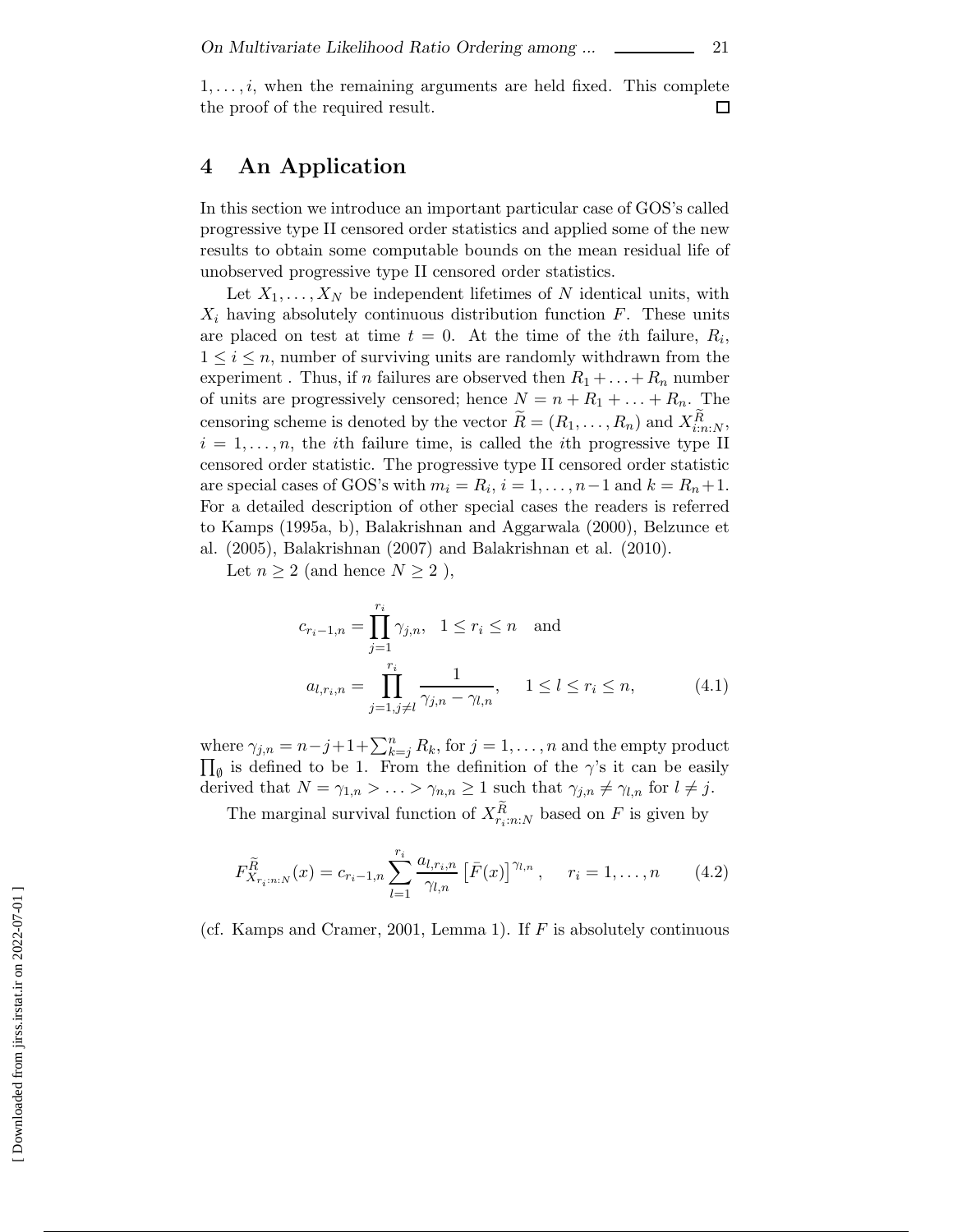$1, \ldots, i$, when the remaining arguments are held fixed. This complete the proof of the required result. □

## 4 An Application

In this section we introduce an important particular case of GOS's called progressive type II censored order statistics and applied some of the new results to obtain some computable bounds on the mean residual life of unobserved progressive type II censored order statistics.

Let $X_1, \ldots, X_N$ be independent lifetimes of $N$ identical units, with $X_i$ having absolutely continuous distribution function $F$. These units are placed on test at time $t = 0$. At the time of the $i$th failure, $R_i$, $1 \le i \le n$, number of surviving units are randomly withdrawn from the experiment . Thus, if $n$ failures are observed then $R_1 + \ldots + R_n$ number of units are progressively censored; hence $N = n + R_1 + \ldots + R_n$. The censoring scheme is denoted by the vector $\widetilde{R} = (R_1, \ldots, R_n)$ and $X^{\widetilde{R}}_{i:n:N}$, $i = 1, \ldots, n$, the $i$th failure time, is called the $i$th progressive type II censored order statistic. The progressive type II censored order statistic are special cases of GOS's with $m_i = R_i$, $i = 1, \ldots, n-1$ and $k = R_n + 1$. For a detailed description of other special cases the readers is referred to Kamps (1995a, b), Balakrishnan and Aggarwala (2000), Belzunce et al. (2005), Balakrishnan (2007) and Balakrishnan et al. (2010).

Let $n \ge 2$ (and hence $N \ge 2$ ),

$$c_{r_i - 1, n} = \prod_{j=1}^{r_i} \gamma_{j,n}, \quad 1 \le r_i \le n \quad \text{and}$$

$$a_{l, r_i, n} = \prod_{j=1, j \ne l}^{r_i} \frac{1}{\gamma_{j,n} - \gamma_{l,n}}, \qquad 1 \le l \le r_i \le n, \tag{4.1}$$

where $\gamma_{j,n} = n - j + 1 + \sum_{k=j}^{n} R_k$, for $j = 1, \ldots, n$ and the empty product $\prod_{\emptyset}$ is defined to be 1. From the definition of the $\gamma$'s it can be easily derived that $N = \gamma_{1,n} > \ldots > \gamma_{n,n} \ge 1$ such that $\gamma_{j,n} \ne \gamma_{l,n}$ for $l \ne j$.

The marginal survival function of $X^{\widetilde{R}}_{r_i:n:N}$ based on $F$ is given by

$$F_{X^{\widetilde{R}}_{r_i:n:N}}(x) = c_{r_i - 1, n} \sum_{l=1}^{r_i} \frac{a_{l, r_i, n}}{\gamma_{l,n}} \left[ \bar{F}(x) \right]^{\gamma_{l,n}}, \qquad r_i = 1, \ldots, n \tag{4.2}$$

(cf. Kamps and Cramer, 2001, Lemma 1). If $F$ is absolutely continuous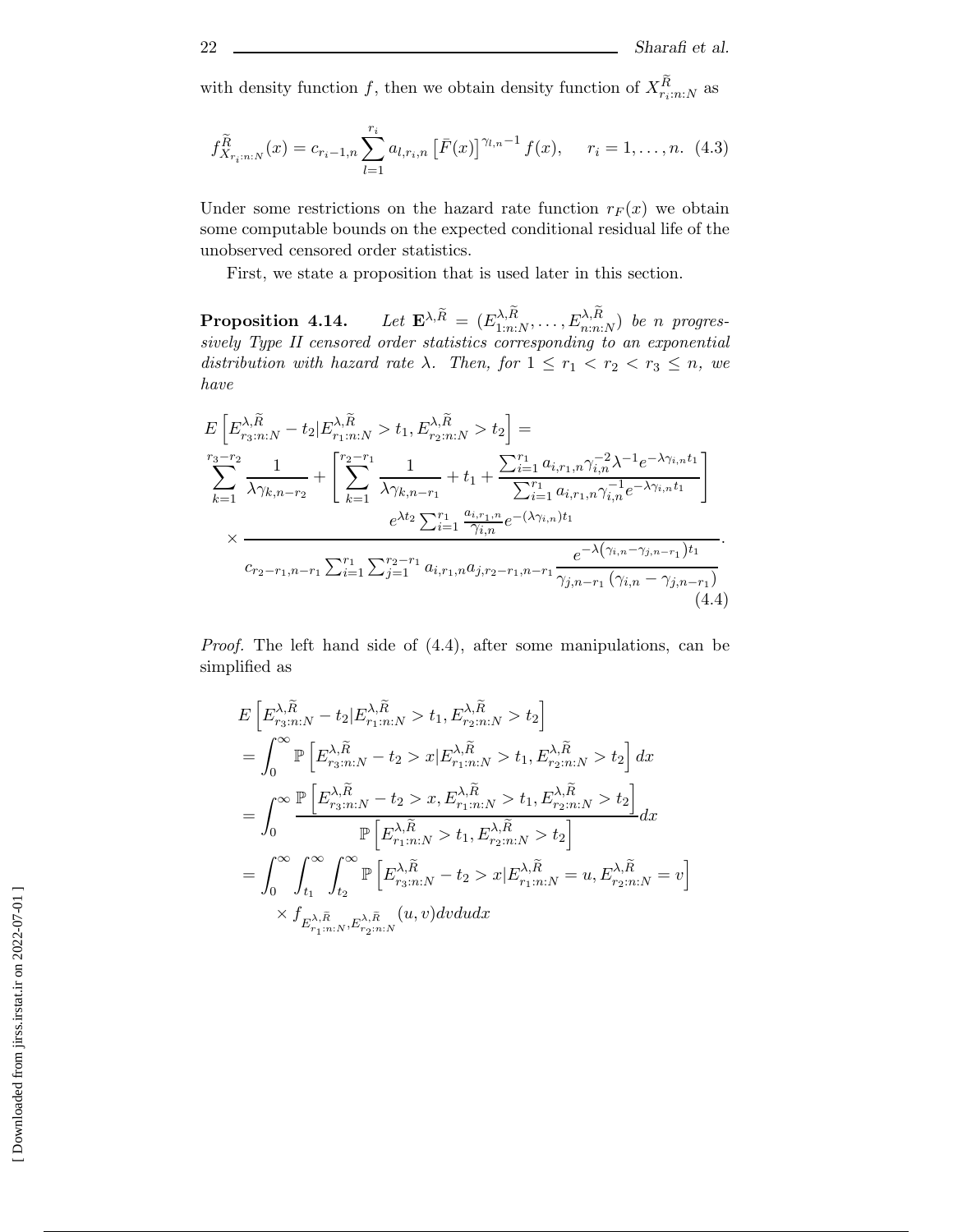with density function $f$, then we obtain density function of $X^{\widetilde{R}}_{r_i:n:N}$ as

$$f^{\widetilde{R}}_{X_{r_i:n:N}}(x) = c_{r_i-1,n} \sum_{l=1}^{r_i} a_{l,r_i,n} \left[\bar{F}(x)\right]^{\gamma_{l,n}-1} f(x), \qquad r_i = 1, \ldots, n. \quad (4.3)$$

Under some restrictions on the hazard rate function $r_F(x)$ we obtain some computable bounds on the expected conditional residual life of the unobserved censored order statistics.

First, we state a proposition that is used later in this section.

**Proposition 4.14.** *Let $\mathbf{E}^{\lambda,\widetilde{R}} = (E^{\lambda,\widetilde{R}}_{1:n:N}, \ldots, E^{\lambda,\widetilde{R}}_{n:n:N})$ be $n$ progressively Type II censored order statistics corresponding to an exponential distribution with hazard rate $\lambda$. Then, for $1 \leq r_1 < r_2 < r_3 \leq n$, we have*

$$\begin{aligned}
&E\left[E^{\lambda,\widetilde{R}}_{r_3:n:N} - t_2 | E^{\lambda,\widetilde{R}}_{r_1:n:N} > t_1, E^{\lambda,\widetilde{R}}_{r_2:n:N} > t_2\right] = \\
&\sum_{k=1}^{r_3-r_2} \frac{1}{\lambda\gamma_{k,n-r_2}} + \left[\sum_{k=1}^{r_2-r_1} \frac{1}{\lambda\gamma_{k,n-r_1}} + t_1 + \frac{\sum_{i=1}^{r_1} a_{i,r_1,n}\gamma_{i,n}^{-2}\lambda^{-1}e^{-\lambda\gamma_{i,n}t_1}}{\sum_{i=1}^{r_1} a_{i,r_1,n}\gamma_{i,n}^{-1}e^{-\lambda\gamma_{i,n}t_1}}\right] \\
&\times \frac{e^{\lambda t_2}\sum_{i=1}^{r_1}\frac{a_{i,r_1,n}}{\gamma_{i,n}}e^{-(\lambda\gamma_{i,n})t_1}}{c_{r_2-r_1,n-r_1}\sum_{i=1}^{r_1}\sum_{j=1}^{r_2-r_1} a_{i,r_1,n}a_{j,r_2-r_1,n-r_1}\dfrac{e^{-\lambda\left(\gamma_{i,n}-\gamma_{j,n-r_1}\right)t_1}}{\gamma_{j,n-r_1}\left(\gamma_{i,n}-\gamma_{j,n-r_1}\right)}}.
\end{aligned} \quad (4.4)$$

*Proof.* The left hand side of (4.4), after some manipulations, can be simplified as

$$\begin{aligned}
&E\left[E^{\lambda,\widetilde{R}}_{r_3:n:N} - t_2 | E^{\lambda,\widetilde{R}}_{r_1:n:N} > t_1, E^{\lambda,\widetilde{R}}_{r_2:n:N} > t_2\right] \\
&= \int_0^\infty \mathbb{P}\left[E^{\lambda,\widetilde{R}}_{r_3:n:N} - t_2 > x | E^{\lambda,\widetilde{R}}_{r_1:n:N} > t_1, E^{\lambda,\widetilde{R}}_{r_2:n:N} > t_2\right] dx \\
&= \int_0^\infty \frac{\mathbb{P}\left[E^{\lambda,\widetilde{R}}_{r_3:n:N} - t_2 > x, E^{\lambda,\widetilde{R}}_{r_1:n:N} > t_1, E^{\lambda,\widetilde{R}}_{r_2:n:N} > t_2\right]}{\mathbb{P}\left[E^{\lambda,\widetilde{R}}_{r_1:n:N} > t_1, E^{\lambda,\widetilde{R}}_{r_2:n:N} > t_2\right]} dx \\
&= \int_0^\infty \int_{t_1}^\infty \int_{t_2}^\infty \mathbb{P}\left[E^{\lambda,\widetilde{R}}_{r_3:n:N} - t_2 > x | E^{\lambda,\widetilde{R}}_{r_1:n:N} = u, E^{\lambda,\widetilde{R}}_{r_2:n:N} = v\right] \\
&\quad \times f_{E^{\lambda,\widetilde{R}}_{r_1:n:N}, E^{\lambda,\widetilde{R}}_{r_2:n:N}}(u, v) dv du dx
\end{aligned}$$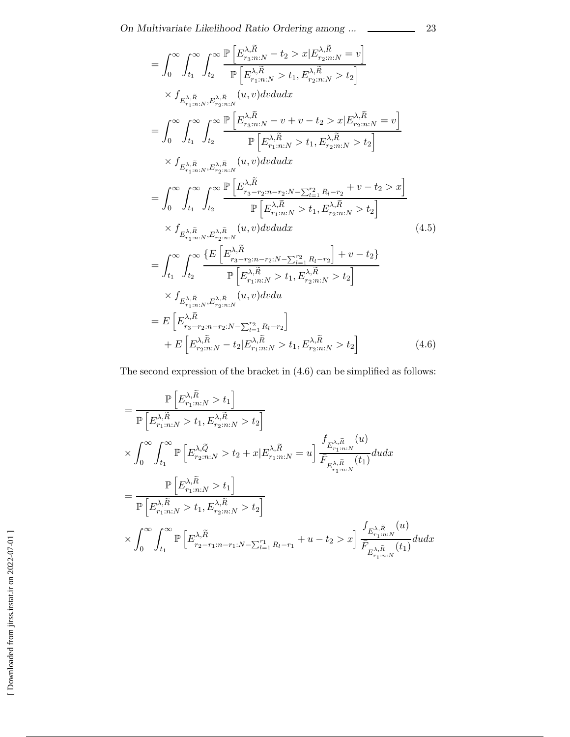$$
\begin{aligned}
&= \int_0^\infty \int_{t_1}^\infty \int_{t_2}^\infty \frac{\mathbb{P}\left[E^{\lambda,\widetilde{R}}_{r_3:n:N} - t_2 > x | E^{\lambda,\widetilde{R}}_{r_2:n:N} = v\right]}{\mathbb{P}\left[E^{\lambda,\widetilde{R}}_{r_1:n:N} > t_1, E^{\lambda,\widetilde{R}}_{r_2:n:N} > t_2\right]} \\
&\quad \times f_{E^{\lambda,\bar{R}}_{r_1:n:N}, E^{\lambda,\bar{R}}_{r_2:n:N}}(u,v) dv du dx \\
&= \int_0^\infty \int_{t_1}^\infty \int_{t_2}^\infty \frac{\mathbb{P}\left[E^{\lambda,\widetilde{R}}_{r_3:n:N} - v + v - t_2 > x | E^{\lambda,\widetilde{R}}_{r_2:n:N} = v\right]}{\mathbb{P}\left[E^{\lambda,\widetilde{R}}_{r_1:n:N} > t_1, E^{\lambda,\widetilde{R}}_{r_2:n:N} > t_2\right]} \\
&\quad \times f_{E^{\lambda,\bar{R}}_{r_1:n:N}, E^{\lambda,\bar{R}}_{r_2:n:N}}(u,v) dv du dx \\
&= \int_0^\infty \int_{t_1}^\infty \int_{t_2}^\infty \frac{\mathbb{P}\left[E^{\lambda,\widetilde{R}}_{r_3 - r_2 : n - r_2 : N - \sum_{l=1}^{r_2} R_l - r_2} + v - t_2 > x\right]}{\mathbb{P}\left[E^{\lambda,\widetilde{R}}_{r_1:n:N} > t_1, E^{\lambda,\widetilde{R}}_{r_2:n:N} > t_2\right]} \\
&\quad \times f_{E^{\lambda,\bar{R}}_{r_1:n:N}, E^{\lambda,\bar{R}}_{r_2:n:N}}(u,v) dv du dx \qquad (4.5) \\
&= \int_{t_1}^\infty \int_{t_2}^\infty \frac{\{E\left[E^{\lambda,\widetilde{R}}_{r_3 - r_2 : n - r_2 : N - \sum_{l=1}^{r_2} R_l - r_2}\right] + v - t_2\}}{\mathbb{P}\left[E^{\lambda,\widetilde{R}}_{r_1:n:N} > t_1, E^{\lambda,\widetilde{R}}_{r_2:n:N} > t_2\right]} \\
&\quad \times f_{E^{\lambda,\bar{R}}_{r_1:n:N}, E^{\lambda,\bar{R}}_{r_2:n:N}}(u,v) dv du \\
&= E\left[E^{\lambda,\widetilde{R}}_{r_3 - r_2 : n - r_2 : N - \sum_{l=1}^{r_2} R_l - r_2}\right] \\
&\quad + E\left[E^{\lambda,\widetilde{R}}_{r_2:n:N} - t_2 | E^{\lambda,\widetilde{R}}_{r_1:n:N} > t_1, E^{\lambda,\widetilde{R}}_{r_2:n:N} > t_2\right] \qquad (4.6)
\end{aligned}
$$

The second expression of the bracket in (4.6) can be simplified as follows:

$$
\begin{aligned}
&= \frac{\mathbb{P}\left[E^{\lambda,\widetilde{R}}_{r_1:n:N} > t_1\right]}{\mathbb{P}\left[E^{\lambda,\widetilde{R}}_{r_1:n:N} > t_1, E^{\lambda,\widetilde{R}}_{r_2:n:N} > t_2\right]} \\
&\times \int_0^\infty \int_{t_1}^\infty \mathbb{P}\left[E^{\lambda,\widetilde{Q}}_{r_2:n:N} > t_2 + x | E^{\lambda,\widetilde{R}}_{r_1:n:N} = u\right] \frac{f_{E^{\lambda,\bar{R}}_{r_1:n:N}}(u)}{\bar{F}_{E^{\lambda,\bar{R}}_{r_1:n:N}}(t_1)} du dx \\
&= \frac{\mathbb{P}\left[E^{\lambda,\widetilde{R}}_{r_1:n:N} > t_1\right]}{\mathbb{P}\left[E^{\lambda,\widetilde{R}}_{r_1:n:N} > t_1, E^{\lambda,\widetilde{R}}_{r_2:n:N} > t_2\right]} \\
&\times \int_0^\infty \int_{t_1}^\infty \mathbb{P}\left[E^{\lambda,\widetilde{R}}_{r_2 - r_1 : n - r_1 : N - \sum_{l=1}^{r_1} R_l - r_1} + u - t_2 > x\right] \frac{f_{E^{\lambda,\bar{R}}_{r_1:n:N}}(u)}{\bar{F}_{E^{\lambda,\bar{R}}_{r_1:n:N}}(t_1)} du dx
\end{aligned}
$$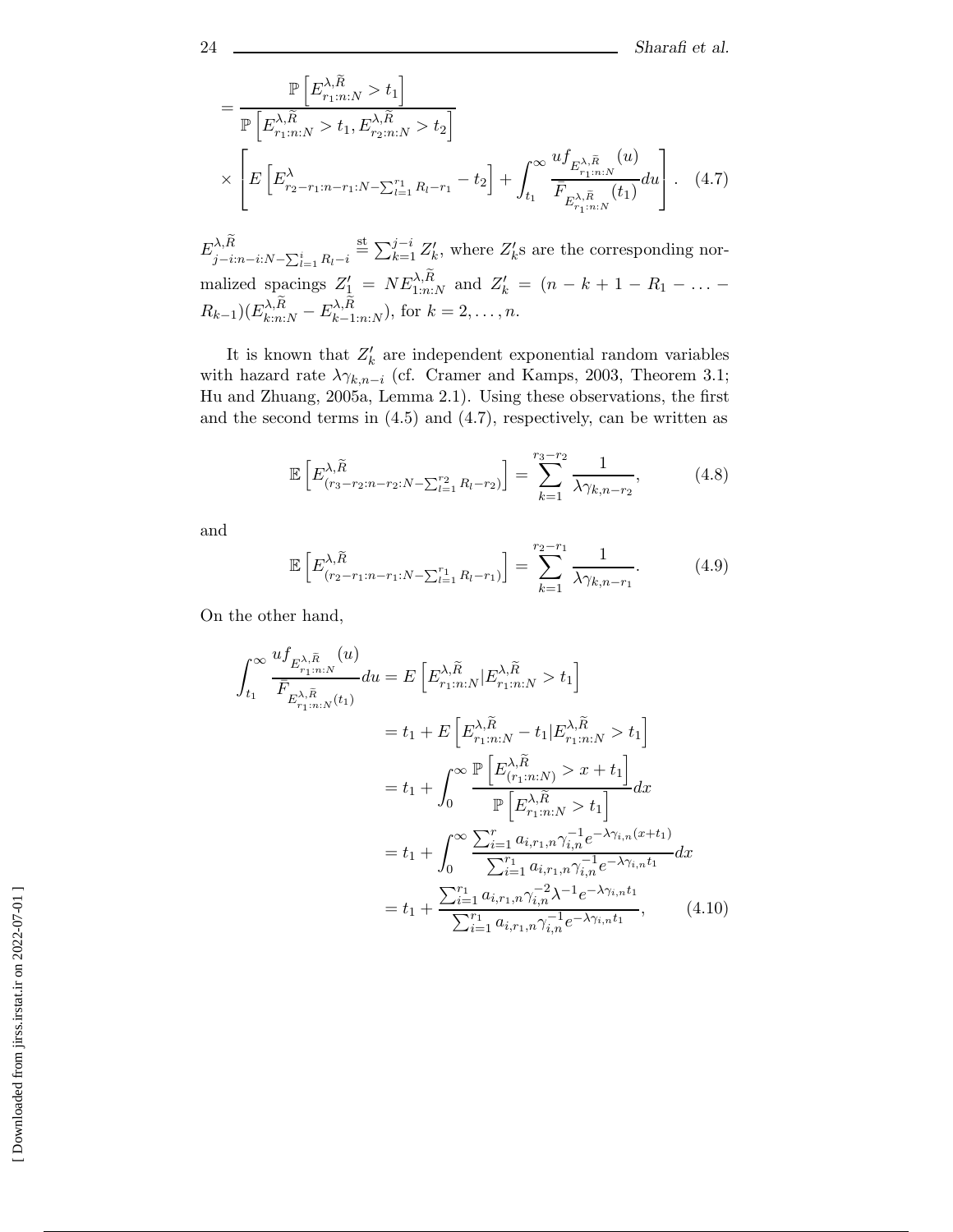$$= \frac{\mathbb{P}\left[E^{\lambda,\widetilde{R}}_{r_1:n:N} > t_1\right]}{\mathbb{P}\left[E^{\lambda,\widetilde{R}}_{r_1:n:N} > t_1, E^{\lambda,\widetilde{R}}_{r_2:n:N} > t_2\right]}$$

$$\times \left[ E\left[E^{\lambda}_{r_2-r_1:n-r_1:N-\sum_{l=1}^{r_1} R_l - r_1} - t_2\right] + \int_{t_1}^{\infty} \frac{u f_{E^{\lambda,\bar{R}}_{r_1:n:N}}(u)}{\bar{F}_{E^{\lambda,\bar{R}}_{r_1:n:N}}(t_1)} du \right]. \quad (4.7)$$

$E^{\lambda,\widetilde{R}}_{j-i:n-i:N-\sum_{l=1}^{i} R_l - i} \stackrel{\text{st}}{=} \sum_{k=1}^{j-i} Z'_k$, where $Z'_k$s are the corresponding normalized spacings $Z'_1 = N E^{\lambda,\widetilde{R}}_{1:n:N}$ and $Z'_k = (n-k+1-R_1-\ldots-R_{k-1})(E^{\lambda,\widetilde{R}}_{k:n:N} - E^{\lambda,\widetilde{R}}_{k-1:n:N})$, for $k = 2, \ldots, n$.

It is known that $Z'_k$ are independent exponential random variables with hazard rate $\lambda\gamma_{k,n-i}$ (cf. Cramer and Kamps, 2003, Theorem 3.1; Hu and Zhuang, 2005a, Lemma 2.1). Using these observations, the first and the second terms in (4.5) and (4.7), respectively, can be written as

$$\mathbb{E}\left[E^{\lambda,\widetilde{R}}_{(r_3-r_2:n-r_2:N-\sum_{l=1}^{r_2} R_l - r_2)}\right] = \sum_{k=1}^{r_3-r_2} \frac{1}{\lambda\gamma_{k,n-r_2}}, \quad (4.8)$$

and

$$\mathbb{E}\left[E^{\lambda,\widetilde{R}}_{(r_2-r_1:n-r_1:N-\sum_{l=1}^{r_1} R_l - r_1)}\right] = \sum_{k=1}^{r_2-r_1} \frac{1}{\lambda\gamma_{k,n-r_1}}. \quad (4.9)$$

On the other hand,

$$\begin{aligned}
\int_{t_1}^{\infty} \frac{u f_{E^{\lambda,\bar{R}}_{r_1:n:N}}(u)}{\bar{F}_{E^{\lambda,\bar{R}}_{r_1:n:N}(t_1)}} du &= E\left[E^{\lambda,\widetilde{R}}_{r_1:n:N} | E^{\lambda,\widetilde{R}}_{r_1:n:N} > t_1\right] \\
&= t_1 + E\left[E^{\lambda,\widetilde{R}}_{r_1:n:N} - t_1 | E^{\lambda,\widetilde{R}}_{r_1:n:N} > t_1\right] \\
&= t_1 + \int_0^{\infty} \frac{\mathbb{P}\left[E^{\lambda,\widetilde{R}}_{(r_1:n:N)} > x + t_1\right]}{\mathbb{P}\left[E^{\lambda,\widetilde{R}}_{r_1:n:N} > t_1\right]} dx \\
&= t_1 + \int_0^{\infty} \frac{\sum_{i=1}^{r} a_{i,r_1,n} \gamma_{i,n}^{-1} e^{-\lambda\gamma_{i,n}(x+t_1)}}{\sum_{i=1}^{r_1} a_{i,r_1,n} \gamma_{i,n}^{-1} e^{-\lambda\gamma_{i,n} t_1}} dx \\
&= t_1 + \frac{\sum_{i=1}^{r_1} a_{i,r_1,n} \gamma_{i,n}^{-2} \lambda^{-1} e^{-\lambda\gamma_{i,n} t_1}}{\sum_{i=1}^{r_1} a_{i,r_1,n} \gamma_{i,n}^{-1} e^{-\lambda\gamma_{i,n} t_1}}, \qquad (4.10)
\end{aligned}$$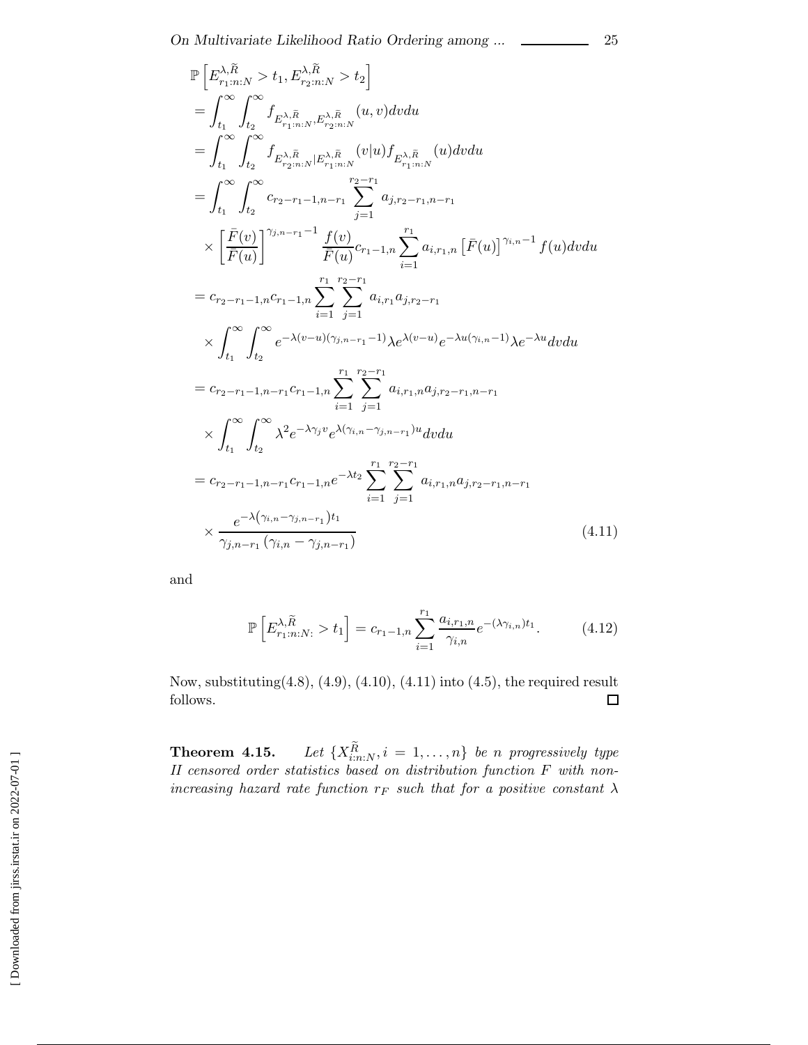$$
\begin{aligned}
&\mathbb{P}\left[E^{\lambda,\widetilde{R}}_{r_1:n:N} > t_1, E^{\lambda,\widetilde{R}}_{r_2:n:N} > t_2\right] \\
&= \int_{t_1}^{\infty}\int_{t_2}^{\infty} f_{E^{\lambda,\widetilde{R}}_{r_1:n:N}, E^{\lambda,\widetilde{R}}_{r_2:n:N}}(u,v)dvdu \\
&= \int_{t_1}^{\infty}\int_{t_2}^{\infty} f_{E^{\lambda,\widetilde{R}}_{r_2:n:N} | E^{\lambda,\widetilde{R}}_{r_1:n:N}}(v|u) f_{E^{\lambda,\widetilde{R}}_{r_1:n:N}}(u)dvdu \\
&= \int_{t_1}^{\infty}\int_{t_2}^{\infty} c_{r_2-r_1-1,n-r_1}\sum_{j=1}^{r_2-r_1} a_{j,r_2-r_1,n-r_1} \\
&\quad \times \left[\frac{\bar{F}(v)}{\bar{F}(u)}\right]^{\gamma_{j,n-r_1}-1}\frac{f(v)}{\bar{F}(u)} c_{r_1-1,n}\sum_{i=1}^{r_1} a_{i,r_1,n}\left[\bar{F}(u)\right]^{\gamma_{i,n}-1} f(u)dvdu \\
&= c_{r_2-r_1-1,n}c_{r_1-1,n}\sum_{i=1}^{r_1}\sum_{j=1}^{r_2-r_1} a_{i,r_1}a_{j,r_2-r_1} \\
&\quad \times \int_{t_1}^{\infty}\int_{t_2}^{\infty} e^{-\lambda(v-u)(\gamma_{j,n-r_1}-1)}\lambda e^{\lambda(v-u)} e^{-\lambda u(\gamma_{i,n}-1)}\lambda e^{-\lambda u}dvdu \\
&= c_{r_2-r_1-1,n-r_1}c_{r_1-1,n}\sum_{i=1}^{r_1}\sum_{j=1}^{r_2-r_1} a_{i,r_1,n}a_{j,r_2-r_1,n-r_1} \\
&\quad \times \int_{t_1}^{\infty}\int_{t_2}^{\infty} \lambda^2 e^{-\lambda\gamma_j v} e^{\lambda(\gamma_{i,n}-\gamma_{j,n-r_1})u}dvdu \\
&= c_{r_2-r_1-1,n-r_1}c_{r_1-1,n}e^{-\lambda t_2}\sum_{i=1}^{r_1}\sum_{j=1}^{r_2-r_1} a_{i,r_1,n}a_{j,r_2-r_1,n-r_1} \\
&\quad \times \frac{e^{-\lambda\left(\gamma_{i,n}-\gamma_{j,n-r_1}\right)t_1}}{\gamma_{j,n-r_1}\left(\gamma_{i,n}-\gamma_{j,n-r_1}\right)} \qquad (4.11)
\end{aligned}
$$

and

$$
\mathbb{P}\left[E^{\lambda,\widetilde{R}}_{r_1:n:N:} > t_1\right] = c_{r_1-1,n}\sum_{i=1}^{r_1}\frac{a_{i,r_1,n}}{\gamma_{i,n}}e^{-(\lambda\gamma_{i,n})t_1}. \qquad (4.12)
$$

Now, substituting(4.8), (4.9), (4.10), (4.11) into (4.5), the required result follows. □

**Theorem 4.15.** *Let $\{X^{\widetilde{R}}_{i:n:N}, i = 1,\ldots,n\}$ be $n$ progressively type II censored order statistics based on distribution function $F$ with non-increasing hazard rate function $r_F$ such that for a positive constant $\lambda$*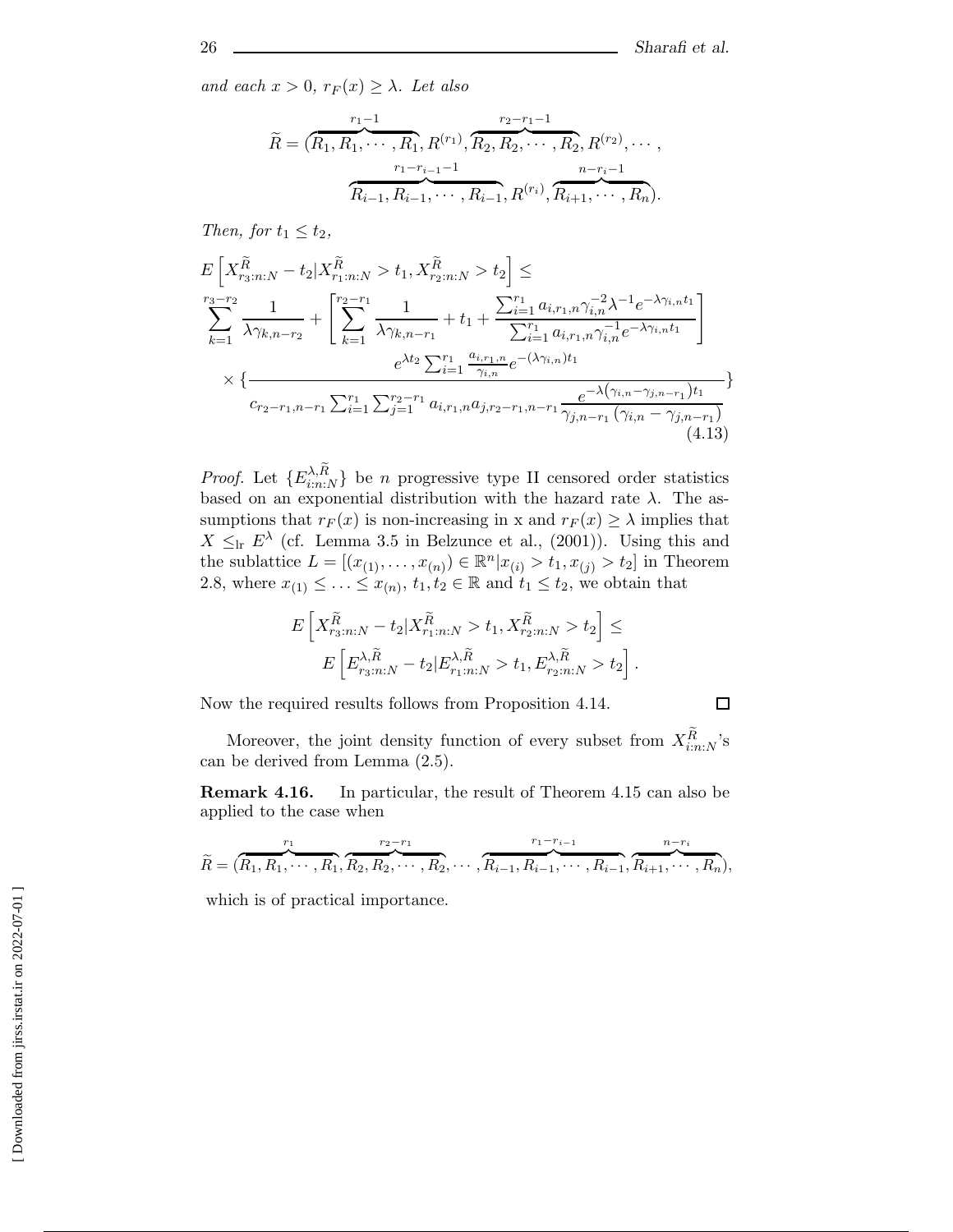*and each $x > 0$, $r_F(x) \geq \lambda$. Let also*

$$\widetilde{R} = (\overbrace{R_1, R_1, \cdots, R_1}^{r_1-1}, R^{(r_1)}, \overbrace{R_2, R_2, \cdots, R_2}^{r_2-r_1-1}, R^{(r_2)}, \cdots,$$
$$\overbrace{R_{i-1}, R_{i-1}, \cdots, R_{i-1}}^{r_1-r_{i-1}-1}, R^{(r_i)}, \overbrace{R_{i+1}, \cdots, R_n}^{n-r_i-1}).$$

*Then, for $t_1 \leq t_2$,*

$$E\left[X^{\widetilde{R}}_{r_3:n:N} - t_2 | X^{\widetilde{R}}_{r_1:n:N} > t_1, X^{\widetilde{R}}_{r_2:n:N} > t_2\right] \leq$$
$$\sum_{k=1}^{r_3-r_2} \frac{1}{\lambda \gamma_{k,n-r_2}} + \left[\sum_{k=1}^{r_2-r_1} \frac{1}{\lambda \gamma_{k,n-r_1}} + t_1 + \frac{\sum_{i=1}^{r_1} a_{i,r_1,n} \gamma_{i,n}^{-2} \lambda^{-1} e^{-\lambda \gamma_{i,n} t_1}}{\sum_{i=1}^{r_1} a_{i,r_1,n} \gamma_{i,n}^{-1} e^{-\lambda \gamma_{i,n} t_1}}\right]$$
$$\times \left\{ \frac{e^{\lambda t_2} \sum_{i=1}^{r_1} \frac{a_{i,r_1,n}}{\gamma_{i,n}} e^{-(\lambda \gamma_{i,n}) t_1}}{c_{r_2-r_1,n-r_1} \sum_{i=1}^{r_1} \sum_{j=1}^{r_2-r_1} a_{i,r_1,n} a_{j,r_2-r_1,n-r_1} \frac{e^{-\lambda\left(\gamma_{i,n} - \gamma_{j,n-r_1}\right) t_1}}{\gamma_{j,n-r_1}\left(\gamma_{i,n} - \gamma_{j,n-r_1}\right)}} \right\} \tag{4.13}$$

*Proof.* Let $\{E^{\lambda,\widetilde{R}}_{i:n:N}\}$ be $n$ progressive type II censored order statistics based on an exponential distribution with the hazard rate $\lambda$. The assumptions that $r_F(x)$ is non-increasing in x and $r_F(x) \geq \lambda$ implies that $X \leq_{\text{lr}} E^{\lambda}$ (cf. Lemma 3.5 in Belzunce et al., (2001)). Using this and the sublattice $L = [(x_{(1)}, \ldots, x_{(n)}) \in \mathbb{R}^n | x_{(i)} > t_1, x_{(j)} > t_2]$ in Theorem 2.8, where $x_{(1)} \leq \ldots \leq x_{(n)}$, $t_1, t_2 \in \mathbb{R}$ and $t_1 \leq t_2$, we obtain that

$$E\left[X^{\widetilde{R}}_{r_3:n:N} - t_2 | X^{\widetilde{R}}_{r_1:n:N} > t_1, X^{\widetilde{R}}_{r_2:n:N} > t_2\right] \leq$$
$$E\left[E^{\lambda,\widetilde{R}}_{r_3:n:N} - t_2 | E^{\lambda,\widetilde{R}}_{r_1:n:N} > t_1, E^{\lambda,\widetilde{R}}_{r_2:n:N} > t_2\right].$$

Now the required results follows from Proposition 4.14. $\square$

Moreover, the joint density function of every subset from $X^{\widetilde{R}}_{i:n:N}$'s can be derived from Lemma (2.5).

**Remark 4.16.** In particular, the result of Theorem 4.15 can also be applied to the case when

$$\widetilde{R} = (\overbrace{R_1, R_1, \cdots, R_1}^{r_1}, \overbrace{R_2, R_2, \cdots, R_2}^{r_2-r_1}, \cdots, \overbrace{R_{i-1}, R_{i-1}, \cdots, R_{i-1}}^{r_1-r_{i-1}}, \overbrace{R_{i+1}, \cdots, R_n}^{n-r_i}),$$

which is of practical importance.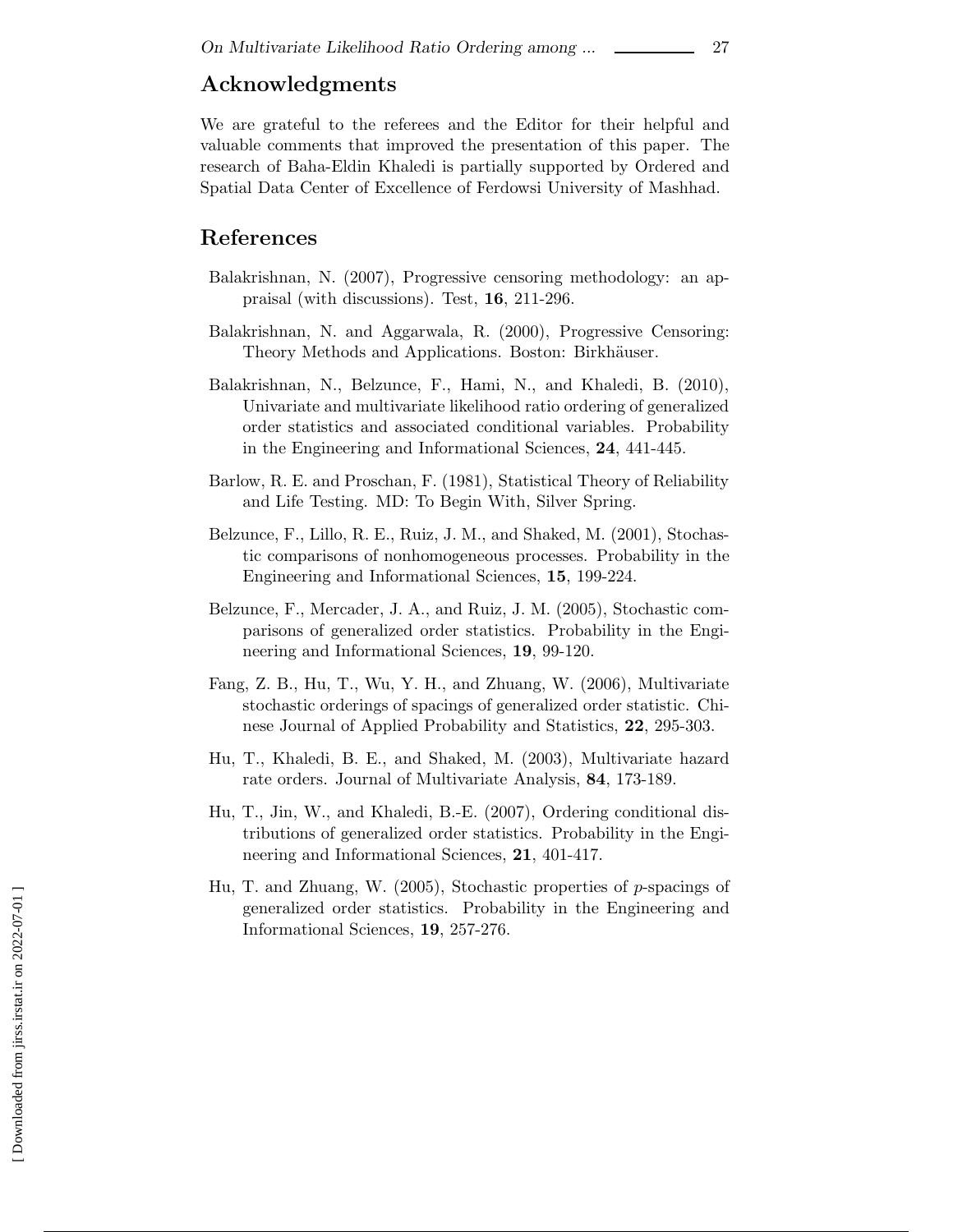## Acknowledgments

We are grateful to the referees and the Editor for their helpful and valuable comments that improved the presentation of this paper. The research of Baha-Eldin Khaledi is partially supported by Ordered and Spatial Data Center of Excellence of Ferdowsi University of Mashhad.

## References

Balakrishnan, N. (2007), Progressive censoring methodology: an appraisal (with discussions). Test, **16**, 211-296.

Balakrishnan, N. and Aggarwala, R. (2000), Progressive Censoring: Theory Methods and Applications. Boston: Birkhäuser.

Balakrishnan, N., Belzunce, F., Hami, N., and Khaledi, B. (2010), Univariate and multivariate likelihood ratio ordering of generalized order statistics and associated conditional variables. Probability in the Engineering and Informational Sciences, **24**, 441-445.

Barlow, R. E. and Proschan, F. (1981), Statistical Theory of Reliability and Life Testing. MD: To Begin With, Silver Spring.

Belzunce, F., Lillo, R. E., Ruiz, J. M., and Shaked, M. (2001), Stochastic comparisons of nonhomogeneous processes. Probability in the Engineering and Informational Sciences, **15**, 199-224.

Belzunce, F., Mercader, J. A., and Ruiz, J. M. (2005), Stochastic comparisons of generalized order statistics. Probability in the Engineering and Informational Sciences, **19**, 99-120.

Fang, Z. B., Hu, T., Wu, Y. H., and Zhuang, W. (2006), Multivariate stochastic orderings of spacings of generalized order statistic. Chinese Journal of Applied Probability and Statistics, **22**, 295-303.

Hu, T., Khaledi, B. E., and Shaked, M. (2003), Multivariate hazard rate orders. Journal of Multivariate Analysis, **84**, 173-189.

Hu, T., Jin, W., and Khaledi, B.-E. (2007), Ordering conditional distributions of generalized order statistics. Probability in the Engineering and Informational Sciences, **21**, 401-417.

Hu, T. and Zhuang, W. (2005), Stochastic properties of $p$-spacings of generalized order statistics. Probability in the Engineering and Informational Sciences, **19**, 257-276.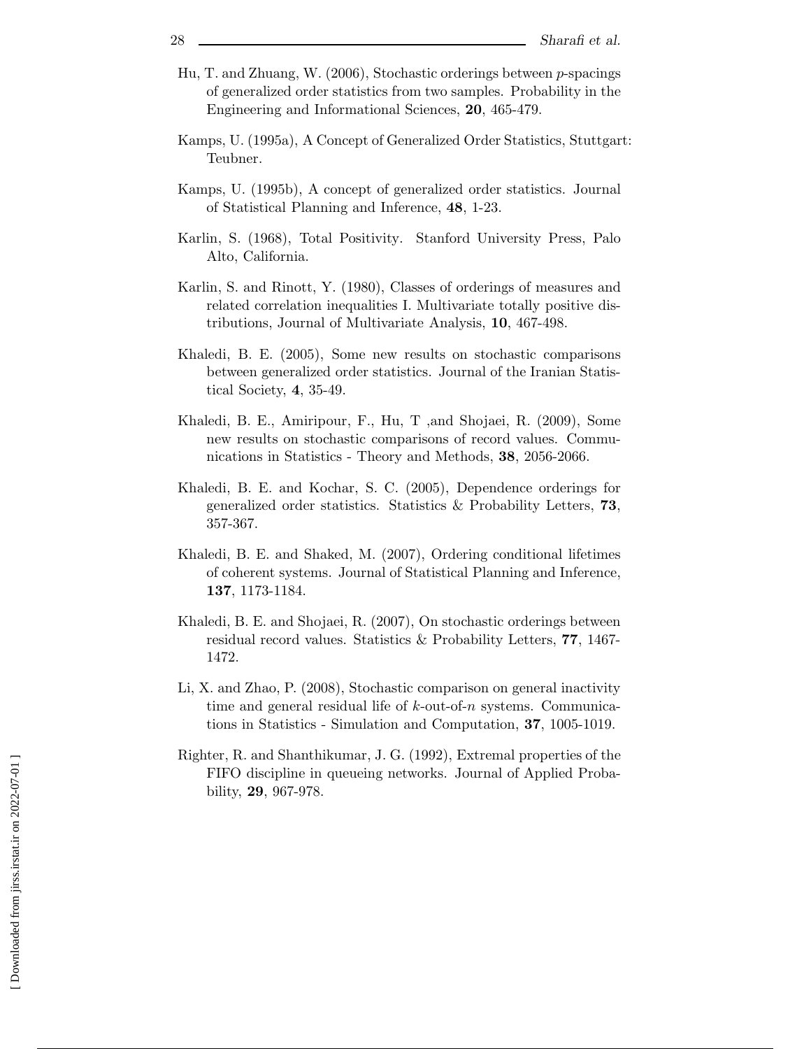Hu, T. and Zhuang, W. (2006), Stochastic orderings between $p$-spacings of generalized order statistics from two samples. Probability in the Engineering and Informational Sciences, **20**, 465-479.

Kamps, U. (1995a), A Concept of Generalized Order Statistics, Stuttgart: Teubner.

Kamps, U. (1995b), A concept of generalized order statistics. Journal of Statistical Planning and Inference, **48**, 1-23.

Karlin, S. (1968), Total Positivity. Stanford University Press, Palo Alto, California.

Karlin, S. and Rinott, Y. (1980), Classes of orderings of measures and related correlation inequalities I. Multivariate totally positive distributions, Journal of Multivariate Analysis, **10**, 467-498.

Khaledi, B. E. (2005), Some new results on stochastic comparisons between generalized order statistics. Journal of the Iranian Statistical Society, **4**, 35-49.

Khaledi, B. E., Amiripour, F., Hu, T ,and Shojaei, R. (2009), Some new results on stochastic comparisons of record values. Communications in Statistics - Theory and Methods, **38**, 2056-2066.

Khaledi, B. E. and Kochar, S. C. (2005), Dependence orderings for generalized order statistics. Statistics & Probability Letters, **73**, 357-367.

Khaledi, B. E. and Shaked, M. (2007), Ordering conditional lifetimes of coherent systems. Journal of Statistical Planning and Inference, **137**, 1173-1184.

Khaledi, B. E. and Shojaei, R. (2007), On stochastic orderings between residual record values. Statistics & Probability Letters, **77**, 1467-1472.

Li, X. and Zhao, P. (2008), Stochastic comparison on general inactivity time and general residual life of $k$-out-of-$n$ systems. Communications in Statistics - Simulation and Computation, **37**, 1005-1019.

Righter, R. and Shanthikumar, J. G. (1992), Extremal properties of the FIFO discipline in queueing networks. Journal of Applied Probability, **29**, 967-978.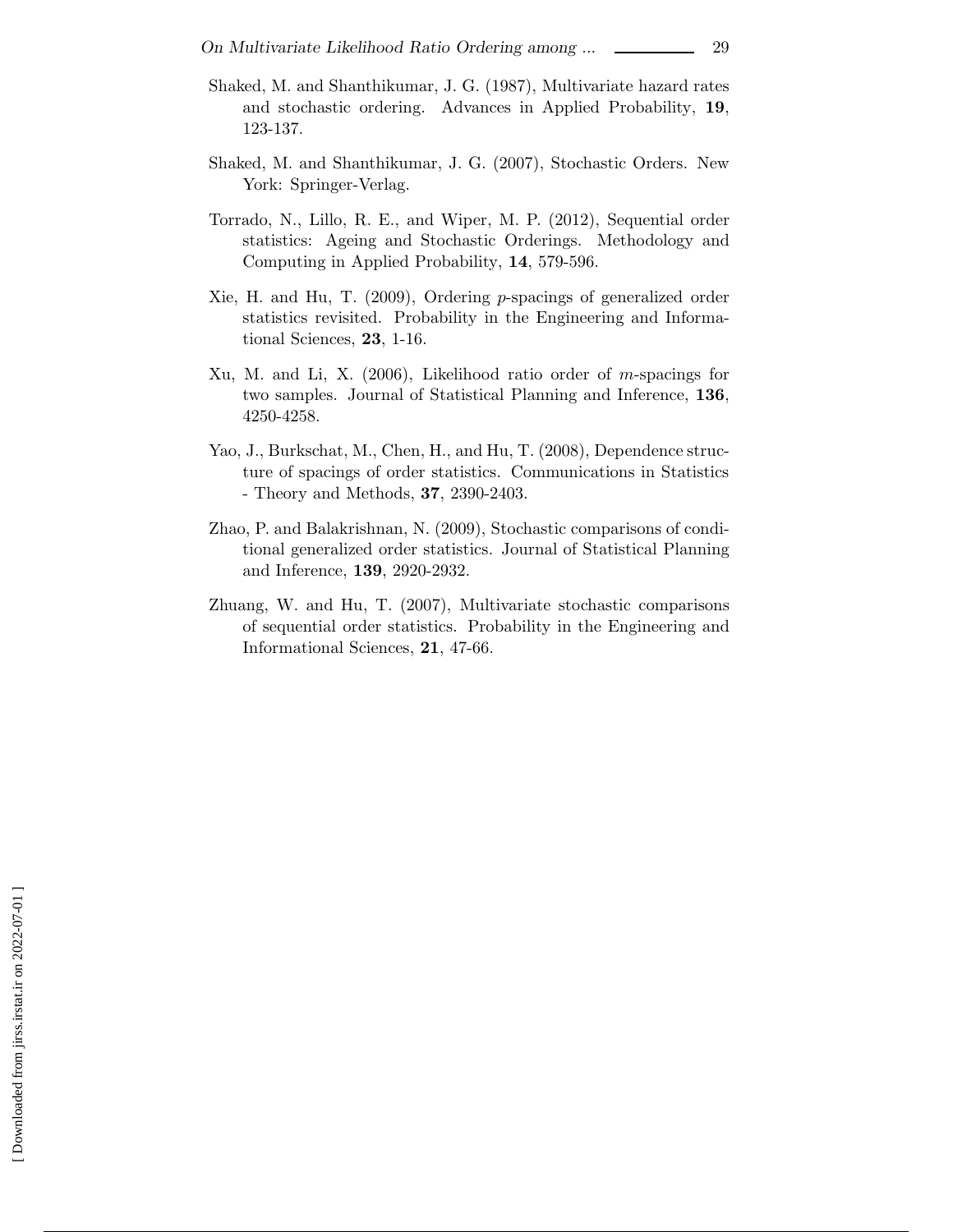Shaked, M. and Shanthikumar, J. G. (1987), Multivariate hazard rates and stochastic ordering. Advances in Applied Probability, **19**, 123-137.

Shaked, M. and Shanthikumar, J. G. (2007), Stochastic Orders. New York: Springer-Verlag.

Torrado, N., Lillo, R. E., and Wiper, M. P. (2012), Sequential order statistics: Ageing and Stochastic Orderings. Methodology and Computing in Applied Probability, **14**, 579-596.

Xie, H. and Hu, T. (2009), Ordering $p$-spacings of generalized order statistics revisited. Probability in the Engineering and Informational Sciences, **23**, 1-16.

Xu, M. and Li, X. (2006), Likelihood ratio order of $m$-spacings for two samples. Journal of Statistical Planning and Inference, **136**, 4250-4258.

Yao, J., Burkschat, M., Chen, H., and Hu, T. (2008), Dependence structure of spacings of order statistics. Communications in Statistics - Theory and Methods, **37**, 2390-2403.

Zhao, P. and Balakrishnan, N. (2009), Stochastic comparisons of conditional generalized order statistics. Journal of Statistical Planning and Inference, **139**, 2920-2932.

Zhuang, W. and Hu, T. (2007), Multivariate stochastic comparisons of sequential order statistics. Probability in the Engineering and Informational Sciences, **21**, 47-66.